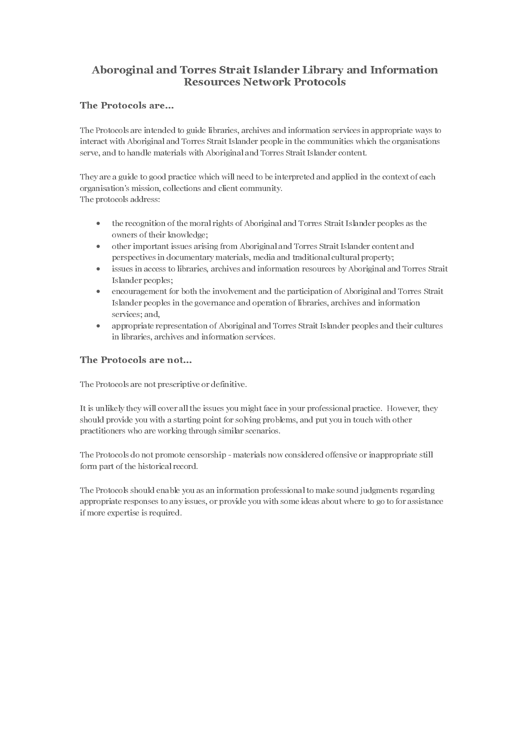# Aboroginal and Torres Strait Islander Library and Information Resources Network Protocols

## The Protocols are...

The Protocols are intended to guide libraries, archives and information services in appropriate ways to interact with Aboriginal and Torres Strait Islander people in the communities which the organisations serve, and to handle materials with Aboriginal and Torres Strait Islander content.

They are a guide to good practice which will need to be interpreted and applied in the context of each organisation's mission, collections and client community.
The protocols address:

- the recognition of the moral rights of Aboriginal and Torres Strait Islander peoples as the owners of their knowledge;
- other important issues arising from Aboriginal and Torres Strait Islander content and perspectives in documentary materials, media and traditional cultural property;
- issues in access to libraries, archives and information resources by Aboriginal and Torres Strait Islander peoples;
- encouragement for both the involvement and the participation of Aboriginal and Torres Strait Islander peoples in the governance and operation of libraries, archives and information services; and,
- appropriate representation of Aboriginal and Torres Strait Islander peoples and their cultures in libraries, archives and information services.

## The Protocols are not...

The Protocols are not prescriptive or definitive.

It is unlikely they will cover all the issues you might face in your professional practice. However, they should provide you with a starting point for solving problems, and put you in touch with other practitioners who are working through similar scenarios.

The Protocols do not promote censorship - materials now considered offensive or inappropriate still form part of the historical record.

The Protocols should enable you as an information professional to make sound judgments regarding appropriate responses to any issues, or provide you with some ideas about where to go to for assistance if more expertise is required.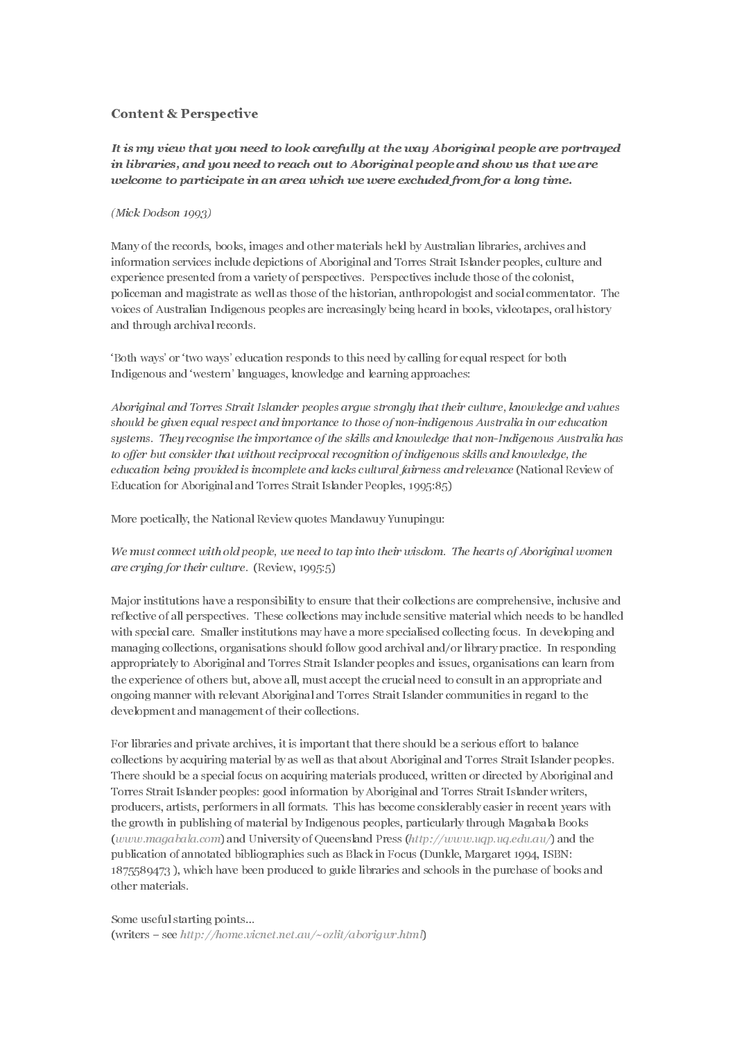## Content & Perspective

***It is my view that you need to look carefully at the way Aboriginal people are portrayed in libraries, and you need to reach out to Aboriginal people and show us that we are welcome to participate in an area which we were excluded from for a long time.***

*(Mick Dodson 1993)*

Many of the records, books, images and other materials held by Australian libraries, archives and information services include depictions of Aboriginal and Torres Strait Islander peoples, culture and experience presented from a variety of perspectives. Perspectives include those of the colonist, policeman and magistrate as well as those of the historian, anthropologist and social commentator. The voices of Australian Indigenous peoples are increasingly being heard in books, videotapes, oral history and through archival records.

'Both ways' or 'two ways' education responds to this need by calling for equal respect for both Indigenous and 'western' languages, knowledge and learning approaches:

*Aboriginal and Torres Strait Islander peoples argue strongly that their culture, knowledge and values should be given equal respect and importance to those of non-indigenous Australia in our education systems. They recognise the importance of the skills and knowledge that non-Indigenous Australia has to offer but consider that without reciprocal recognition of indigenous skills and knowledge, the education being provided is incomplete and lacks cultural fairness and relevance* (National Review of Education for Aboriginal and Torres Strait Islander Peoples, 1995:85)

More poetically, the National Review quotes Mandawuy Yunupingu:

*We must connect with old people, we need to tap into their wisdom. The hearts of Aboriginal women are crying for their culture.* (Review, 1995:5)

Major institutions have a responsibility to ensure that their collections are comprehensive, inclusive and reflective of all perspectives. These collections may include sensitive material which needs to be handled with special care. Smaller institutions may have a more specialised collecting focus. In developing and managing collections, organisations should follow good archival and/or library practice. In responding appropriately to Aboriginal and Torres Strait Islander peoples and issues, organisations can learn from the experience of others but, above all, must accept the crucial need to consult in an appropriate and ongoing manner with relevant Aboriginal and Torres Strait Islander communities in regard to the development and management of their collections.

For libraries and private archives, it is important that there should be a serious effort to balance collections by acquiring material by as well as that about Aboriginal and Torres Strait Islander peoples. There should be a special focus on acquiring materials produced, written or directed by Aboriginal and Torres Strait Islander peoples: good information by Aboriginal and Torres Strait Islander writers, producers, artists, performers in all formats. This has become considerably easier in recent years with the growth in publishing of material by Indigenous peoples, particularly through Magabala Books (*www.magabala.com*) and University of Queensland Press (*http://www.uqp.uq.edu.au/*) and the publication of annotated bibliographies such as Black in Focus (Dunkle, Margaret 1994, ISBN: 1875589473 ), which have been produced to guide libraries and schools in the purchase of books and other materials.

Some useful starting points...
(writers – see *http://home.vicnet.net.au/~ozlit/aborigwr.html*)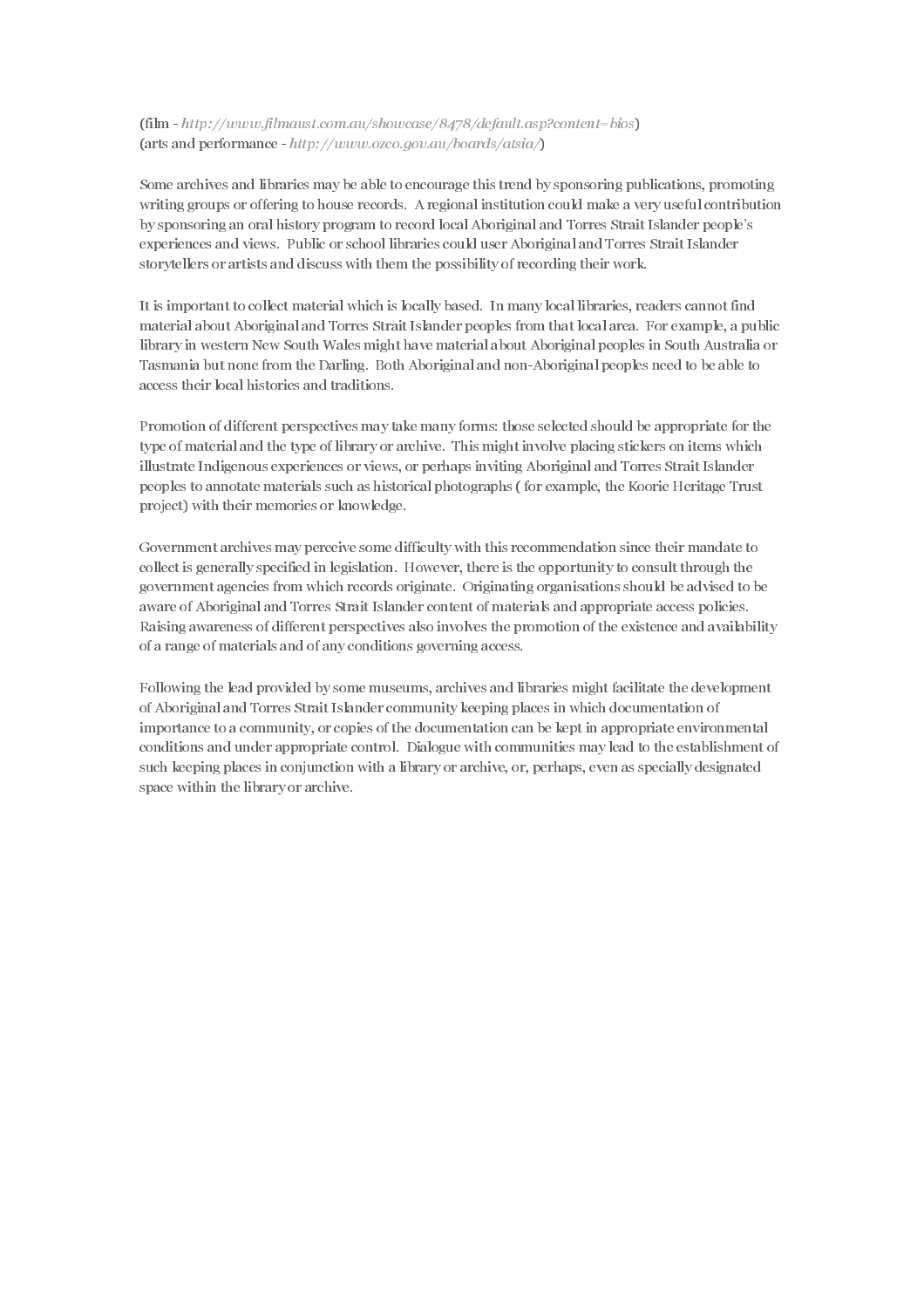(film - *http://www.filmaust.com.au/showcase/8478/default.asp?content=bios*)
(arts and performance - *http://www.ozco.gov.au/boards/atsia/*)

Some archives and libraries may be able to encourage this trend by sponsoring publications, promoting writing groups or offering to house records. A regional institution could make a very useful contribution by sponsoring an oral history program to record local Aboriginal and Torres Strait Islander people's experiences and views. Public or school libraries could user Aboriginal and Torres Strait Islander storytellers or artists and discuss with them the possibility of recording their work.

It is important to collect material which is locally based. In many local libraries, readers cannot find material about Aboriginal and Torres Strait Islander peoples from that local area. For example, a public library in western New South Wales might have material about Aboriginal peoples in South Australia or Tasmania but none from the Darling. Both Aboriginal and non-Aboriginal peoples need to be able to access their local histories and traditions.

Promotion of different perspectives may take many forms: those selected should be appropriate for the type of material and the type of library or archive. This might involve placing stickers on items which illustrate Indigenous experiences or views, or perhaps inviting Aboriginal and Torres Strait Islander peoples to annotate materials such as historical photographs ( for example, the Koorie Heritage Trust project) with their memories or knowledge.

Government archives may perceive some difficulty with this recommendation since their mandate to collect is generally specified in legislation. However, there is the opportunity to consult through the government agencies from which records originate. Originating organisations should be advised to be aware of Aboriginal and Torres Strait Islander content of materials and appropriate access policies. Raising awareness of different perspectives also involves the promotion of the existence and availability of a range of materials and of any conditions governing access.

Following the lead provided by some museums, archives and libraries might facilitate the development of Aboriginal and Torres Strait Islander community keeping places in which documentation of importance to a community, or copies of the documentation can be kept in appropriate environmental conditions and under appropriate control. Dialogue with communities may lead to the establishment of such keeping places in conjunction with a library or archive, or, perhaps, even as specially designated space within the library or archive.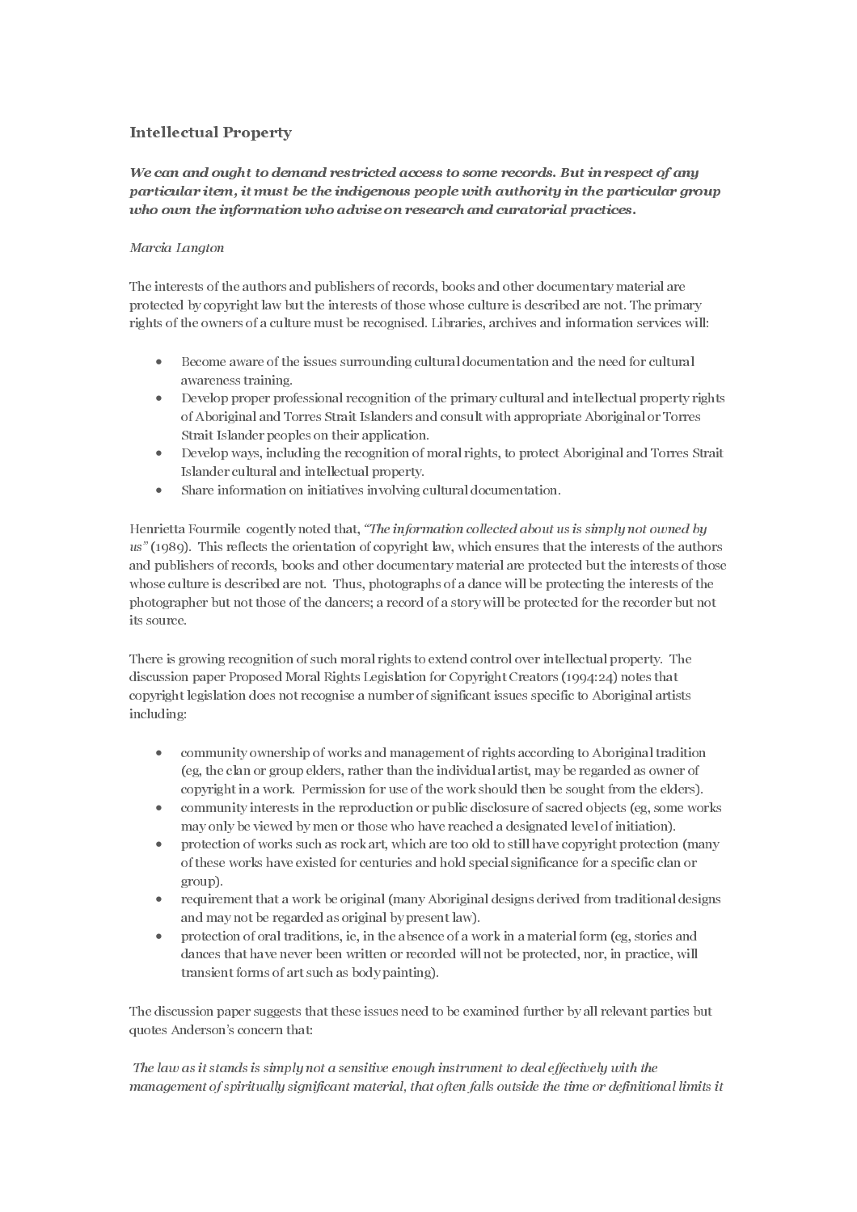## Intellectual Property

***We can and ought to demand restricted access to some records. But in respect of any particular item, it must be the indigenous people with authority in the particular group who own the information who advise on research and curatorial practices.***

*Marcia Langton*

The interests of the authors and publishers of records, books and other documentary material are protected by copyright law but the interests of those whose culture is described are not. The primary rights of the owners of a culture must be recognised. Libraries, archives and information services will:

- Become aware of the issues surrounding cultural documentation and the need for cultural awareness training.
- Develop proper professional recognition of the primary cultural and intellectual property rights of Aboriginal and Torres Strait Islanders and consult with appropriate Aboriginal or Torres Strait Islander peoples on their application.
- Develop ways, including the recognition of moral rights, to protect Aboriginal and Torres Strait Islander cultural and intellectual property.
- Share information on initiatives involving cultural documentation.

Henrietta Fourmile cogently noted that, *"The information collected about us is simply not owned by us"* (1989). This reflects the orientation of copyright law, which ensures that the interests of the authors and publishers of records, books and other documentary material are protected but the interests of those whose culture is described are not. Thus, photographs of a dance will be protecting the interests of the photographer but not those of the dancers; a record of a story will be protected for the recorder but not its source.

There is growing recognition of such moral rights to extend control over intellectual property. The discussion paper Proposed Moral Rights Legislation for Copyright Creators (1994:24) notes that copyright legislation does not recognise a number of significant issues specific to Aboriginal artists including:

- community ownership of works and management of rights according to Aboriginal tradition (eg, the clan or group elders, rather than the individual artist, may be regarded as owner of copyright in a work. Permission for use of the work should then be sought from the elders).
- community interests in the reproduction or public disclosure of sacred objects (eg, some works may only be viewed by men or those who have reached a designated level of initiation).
- protection of works such as rock art, which are too old to still have copyright protection (many of these works have existed for centuries and hold special significance for a specific clan or group).
- requirement that a work be original (many Aboriginal designs derived from traditional designs and may not be regarded as original by present law).
- protection of oral traditions, ie, in the absence of a work in a material form (eg, stories and dances that have never been written or recorded will not be protected, nor, in practice, will transient forms of art such as body painting).

The discussion paper suggests that these issues need to be examined further by all relevant parties but quotes Anderson's concern that:

*The law as it stands is simply not a sensitive enough instrument to deal effectively with the management of spiritually significant material, that often falls outside the time or definitional limits it*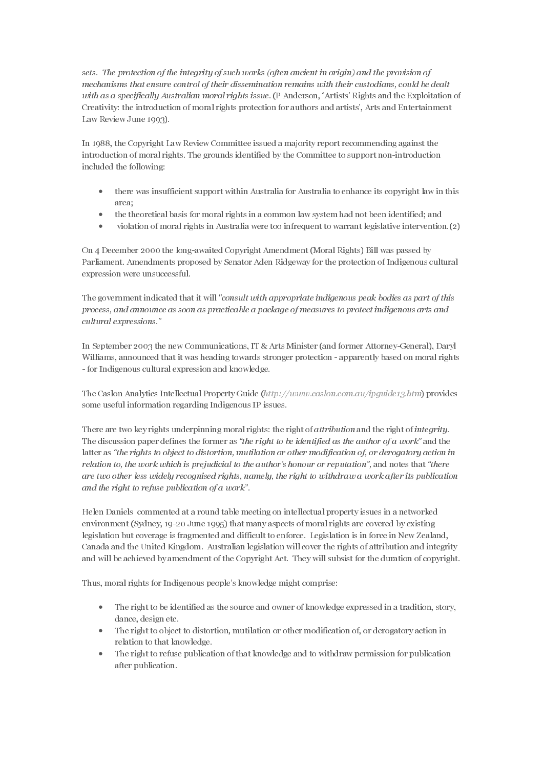*sets. The protection of the integrity of such works (often ancient in origin) and the provision of mechanisms that ensure control of their dissemination remains with their custodians, could be dealt with as a specifically Australian moral rights issue.* (P Anderson, 'Artists' Rights and the Exploitation of Creativity: the introduction of moral rights protection for authors and artists', Arts and Entertainment Law Review June 1993).

In 1988, the Copyright Law Review Committee issued a majority report recommending against the introduction of moral rights. The grounds identified by the Committee to support non-introduction included the following:

- there was insufficient support within Australia for Australia to enhance its copyright law in this area;
- the theoretical basis for moral rights in a common law system had not been identified; and
- violation of moral rights in Australia were too infrequent to warrant legislative intervention.(2)

On 4 December 2000 the long-awaited Copyright Amendment (Moral Rights) Bill was passed by Parliament. Amendments proposed by Senator Aden Ridgeway for the protection of Indigenous cultural expression were unsuccessful.

The government indicated that it will *"consult with appropriate indigenous peak bodies as part of this process, and announce as soon as practicable a package of measures to protect indigenous arts and cultural expressions."*

In September 2003 the new Communications, IT & Arts Minister (and former Attorney-General), Daryl Williams, announced that it was heading towards stronger protection - apparently based on moral rights - for Indigenous cultural expression and knowledge.

The Caslon Analytics Intellectual Property Guide (*http://www.caslon.com.au/ipguide13.htm*) provides some useful information regarding Indigenous IP issues.

There are two key rights underpinning moral rights: the right of *attribution* and the right of *integrity*. The discussion paper defines the former as *"the right to be identified as the author of a work"* and the latter as *"the rights to object to distortion, mutilation or other modification of, or derogatory action in relation to, the work which is prejudicial to the author's honour or reputation"*, and notes that *"there are two other less widely recognised rights, namely, the right to withdraw a work after its publication and the right to refuse publication of a work"*.

Helen Daniels commented at a round table meeting on intellectual property issues in a networked environment (Sydney, 19-20 June 1995) that many aspects of moral rights are covered by existing legislation but coverage is fragmented and difficult to enforce. Legislation is in force in New Zealand, Canada and the United Kingdom. Australian legislation will cover the rights of attribution and integrity and will be achieved by amendment of the Copyright Act. They will subsist for the duration of copyright.

Thus, moral rights for Indigenous people's knowledge might comprise:

- The right to be identified as the source and owner of knowledge expressed in a tradition, story, dance, design etc.
- The right to object to distortion, mutilation or other modification of, or derogatory action in relation to that knowledge.
- The right to refuse publication of that knowledge and to withdraw permission for publication after publication.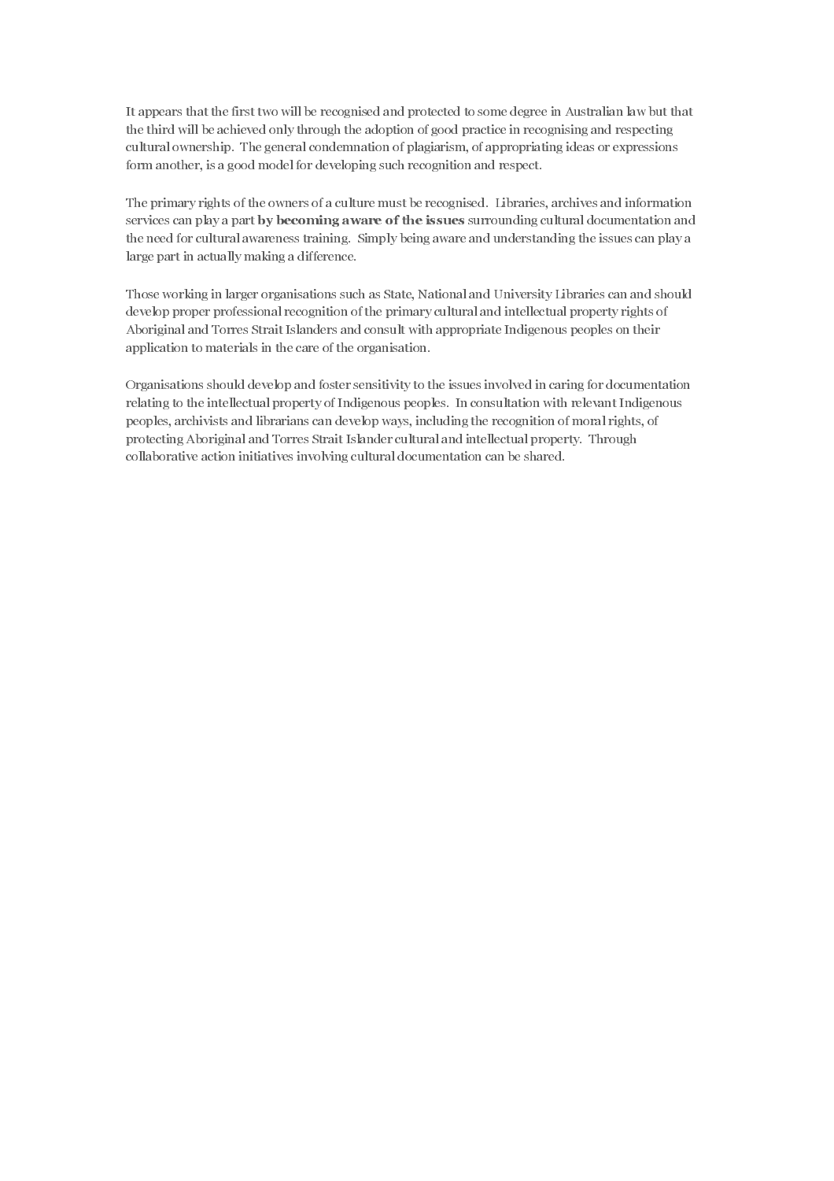It appears that the first two will be recognised and protected to some degree in Australian law but that the third will be achieved only through the adoption of good practice in recognising and respecting cultural ownership. The general condemnation of plagiarism, of appropriating ideas or expressions form another, is a good model for developing such recognition and respect.

The primary rights of the owners of a culture must be recognised. Libraries, archives and information services can play a part **by becoming aware of the issues** surrounding cultural documentation and the need for cultural awareness training. Simply being aware and understanding the issues can play a large part in actually making a difference.

Those working in larger organisations such as State, National and University Libraries can and should develop proper professional recognition of the primary cultural and intellectual property rights of Aboriginal and Torres Strait Islanders and consult with appropriate Indigenous peoples on their application to materials in the care of the organisation.

Organisations should develop and foster sensitivity to the issues involved in caring for documentation relating to the intellectual property of Indigenous peoples. In consultation with relevant Indigenous peoples, archivists and librarians can develop ways, including the recognition of moral rights, of protecting Aboriginal and Torres Strait Islander cultural and intellectual property. Through collaborative action initiatives involving cultural documentation can be shared.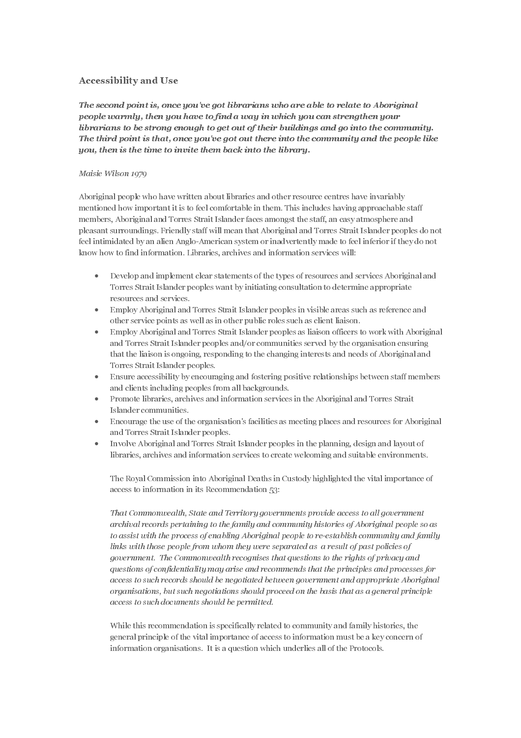## Accessibility and Use

***The second point is, once you've got librarians who are able to relate to Aboriginal people warmly, then you have to find a way in which you can strengthen your librarians to be strong enough to get out of their buildings and go into the community. The third point is that, once you've got out there into the community and the people like you, then is the time to invite them back into the library.***

*Maisie Wilson 1979*

Aboriginal people who have written about libraries and other resource centres have invariably mentioned how important it is to feel comfortable in them. This includes having approachable staff members, Aboriginal and Torres Strait Islander faces amongst the staff, an easy atmosphere and pleasant surroundings. Friendly staff will mean that Aboriginal and Torres Strait Islander peoples do not feel intimidated by an alien Anglo-American system or inadvertently made to feel inferior if they do not know how to find information. Libraries, archives and information services will:

- Develop and implement clear statements of the types of resources and services Aboriginal and Torres Strait Islander peoples want by initiating consultation to determine appropriate resources and services.
- Employ Aboriginal and Torres Strait Islander peoples in visible areas such as reference and other service points as well as in other public roles such as client liaison.
- Employ Aboriginal and Torres Strait Islander peoples as liaison officers to work with Aboriginal and Torres Strait Islander peoples and/or communities served by the organisation ensuring that the liaison is ongoing, responding to the changing interests and needs of Aboriginal and Torres Strait Islander peoples.
- Ensure accessibility by encouraging and fostering positive relationships between staff members and clients including peoples from all backgrounds.
- Promote libraries, archives and information services in the Aboriginal and Torres Strait Islander communities.
- Encourage the use of the organisation's facilities as meeting places and resources for Aboriginal and Torres Strait Islander peoples.
- Involve Aboriginal and Torres Strait Islander peoples in the planning, design and layout of libraries, archives and information services to create welcoming and suitable environments.

The Royal Commission into Aboriginal Deaths in Custody highlighted the vital importance of access to information in its Recommendation 53:

*That Commonwealth, State and Territory governments provide access to all government archival records pertaining to the family and community histories of Aboriginal people so as to assist with the process of enabling Aboriginal people to re-establish community and family links with those people from whom they were separated as a result of past policies of government. The Commonwealth recognises that questions to the rights of privacy and questions of confidentiality may arise and recommends that the principles and processes for access to such records should be negotiated between government and appropriate Aboriginal organisations, but such negotiations should proceed on the basis that as a general principle access to such documents should be permitted.*

While this recommendation is specifically related to community and family histories, the general principle of the vital importance of access to information must be a key concern of information organisations. It is a question which underlies all of the Protocols.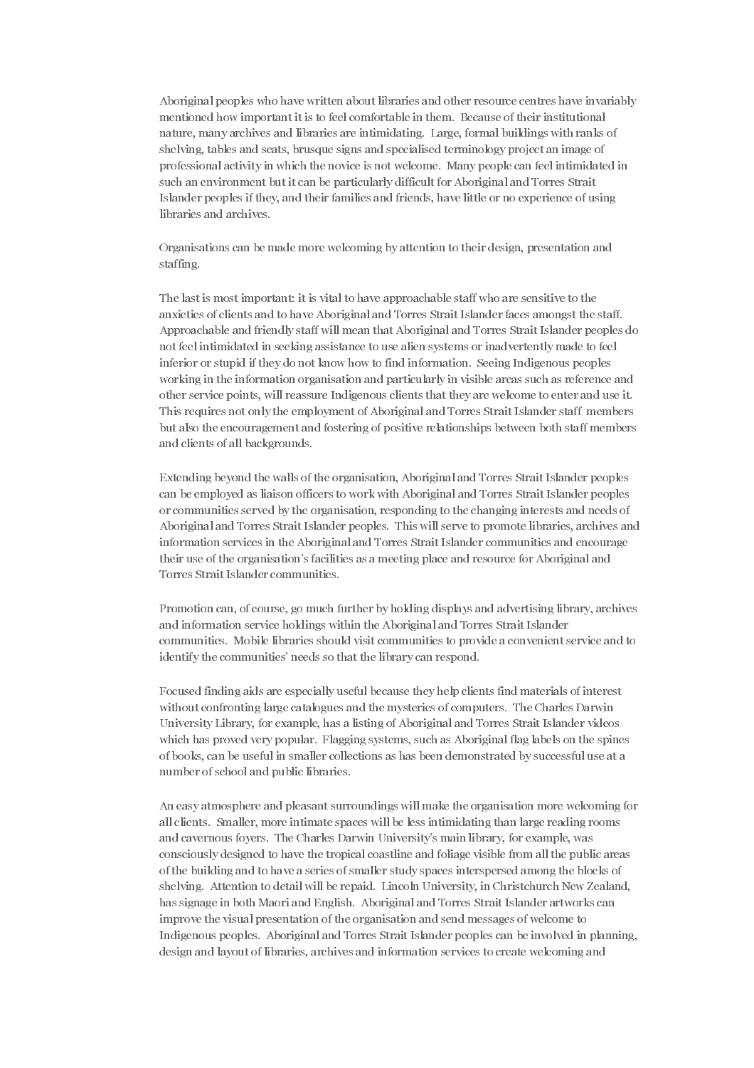Aboriginal peoples who have written about libraries and other resource centres have invariably mentioned how important it is to feel comfortable in them. Because of their institutional nature, many archives and libraries are intimidating. Large, formal buildings with ranks of shelving, tables and seats, brusque signs and specialised terminology project an image of professional activity in which the novice is not welcome. Many people can feel intimidated in such an environment but it can be particularly difficult for Aboriginal and Torres Strait Islander peoples if they, and their families and friends, have little or no experience of using libraries and archives.

Organisations can be made more welcoming by attention to their design, presentation and staffing.

The last is most important: it is vital to have approachable staff who are sensitive to the anxieties of clients and to have Aboriginal and Torres Strait Islander faces amongst the staff. Approachable and friendly staff will mean that Aboriginal and Torres Strait Islander peoples do not feel intimidated in seeking assistance to use alien systems or inadvertently made to feel inferior or stupid if they do not know how to find information. Seeing Indigenous peoples working in the information organisation and particularly in visible areas such as reference and other service points, will reassure Indigenous clients that they are welcome to enter and use it. This requires not only the employment of Aboriginal and Torres Strait Islander staff members but also the encouragement and fostering of positive relationships between both staff members and clients of all backgrounds.

Extending beyond the walls of the organisation, Aboriginal and Torres Strait Islander peoples can be employed as liaison officers to work with Aboriginal and Torres Strait Islander peoples or communities served by the organisation, responding to the changing interests and needs of Aboriginal and Torres Strait Islander peoples. This will serve to promote libraries, archives and information services in the Aboriginal and Torres Strait Islander communities and encourage their use of the organisation's facilities as a meeting place and resource for Aboriginal and Torres Strait Islander communities.

Promotion can, of course, go much further by holding displays and advertising library, archives and information service holdings within the Aboriginal and Torres Strait Islander communities. Mobile libraries should visit communities to provide a convenient service and to identify the communities' needs so that the library can respond.

Focused finding aids are especially useful because they help clients find materials of interest without confronting large catalogues and the mysteries of computers. The Charles Darwin University Library, for example, has a listing of Aboriginal and Torres Strait Islander videos which has proved very popular. Flagging systems, such as Aboriginal flag labels on the spines of books, can be useful in smaller collections as has been demonstrated by successful use at a number of school and public libraries.

An easy atmosphere and pleasant surroundings will make the organisation more welcoming for all clients. Smaller, more intimate spaces will be less intimidating than large reading rooms and cavernous foyers. The Charles Darwin University's main library, for example, was consciously designed to have the tropical coastline and foliage visible from all the public areas of the building and to have a series of smaller study spaces interspersed among the blocks of shelving. Attention to detail will be repaid. Lincoln University, in Christchurch New Zealand, has signage in both Maori and English. Aboriginal and Torres Strait Islander artworks can improve the visual presentation of the organisation and send messages of welcome to Indigenous peoples. Aboriginal and Torres Strait Islander peoples can be involved in planning, design and layout of libraries, archives and information services to create welcoming and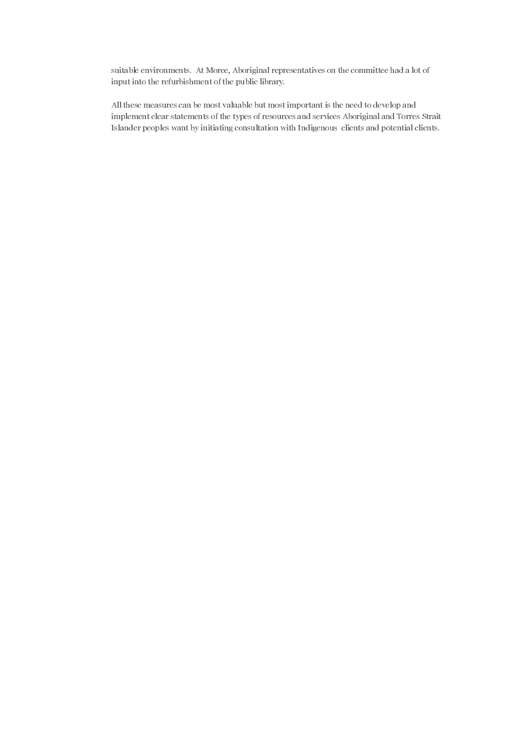suitable environments. At Moree, Aboriginal representatives on the committee had a lot of input into the refurbishment of the public library.

All these measures can be most valuable but most important is the need to develop and implement clear statements of the types of resources and services Aboriginal and Torres Strait Islander peoples want by initiating consultation with Indigenous clients and potential clients.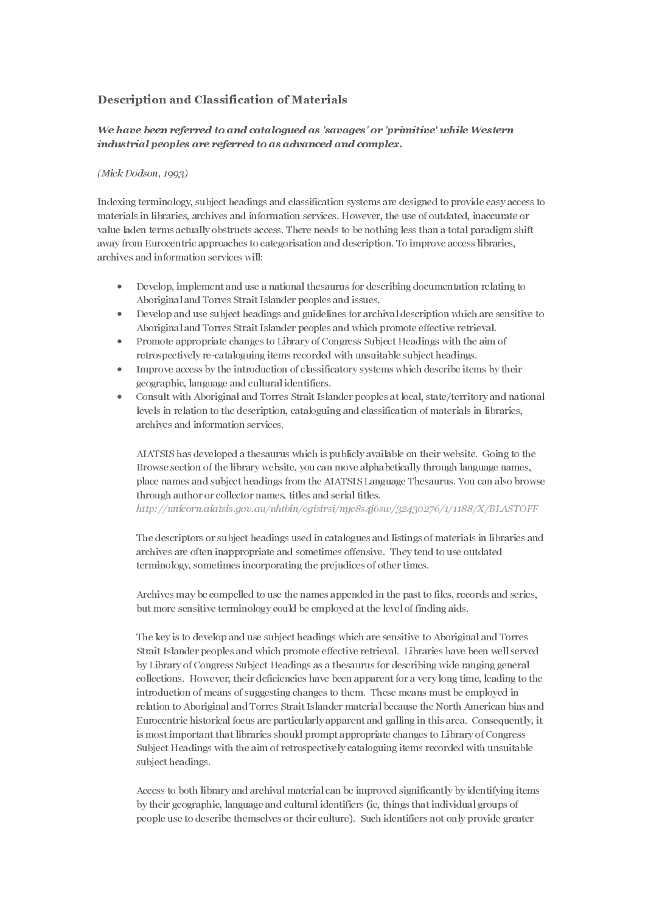## Description and Classification of Materials

***We have been referred to and catalogued as 'savages' or 'primitive' while Western industrial peoples are referred to as advanced and complex.***

*(Mick Dodson, 1993)*

Indexing terminology, subject headings and classification systems are designed to provide easy access to materials in libraries, archives and information services. However, the use of outdated, inaccurate or value laden terms actually obstructs access. There needs to be nothing less than a total paradigm shift away from Eurocentric approaches to categorisation and description. To improve access libraries, archives and information services will:

- Develop, implement and use a national thesaurus for describing documentation relating to Aboriginal and Torres Strait Islander peoples and issues.
- Develop and use subject headings and guidelines for archival description which are sensitive to Aboriginal and Torres Strait Islander peoples and which promote effective retrieval.
- Promote appropriate changes to Library of Congress Subject Headings with the aim of retrospectively re-cataloguing items recorded with unsuitable subject headings.
- Improve access by the introduction of classificatory systems which describe items by their geographic, language and cultural identifiers.
- Consult with Aboriginal and Torres Strait Islander peoples at local, state/territory and national levels in relation to the description, cataloguing and classification of materials in libraries, archives and information services.

AIATSIS has developed a thesaurus which is publicly available on their website. Going to the Browse section of the library website, you can move alphabetically through language names, place names and subject headings from the AIATSIS Language Thesaurus. You can also browse through author or collector names, titles and serial titles.
*http://unicorn.aiatsis.gov.au/uhtbin/cgisirsi/nyc8s4j6sw/32430276/1/1188/X/BLASTOFF*

The descriptors or subject headings used in catalogues and listings of materials in libraries and archives are often inappropriate and sometimes offensive. They tend to use outdated terminology, sometimes incorporating the prejudices of other times.

Archives may be compelled to use the names appended in the past to files, records and series, but more sensitive terminology could be employed at the level of finding aids.

The key is to develop and use subject headings which are sensitive to Aboriginal and Torres Strait Islander peoples and which promote effective retrieval. Libraries have been well served by Library of Congress Subject Headings as a thesaurus for describing wide ranging general collections. However, their deficiencies have been apparent for a very long time, leading to the introduction of means of suggesting changes to them. These means must be employed in relation to Aboriginal and Torres Strait Islander material because the North American bias and Eurocentric historical focus are particularly apparent and galling in this area. Consequently, it is most important that libraries should prompt appropriate changes to Library of Congress Subject Headings with the aim of retrospectively cataloguing items recorded with unsuitable subject headings.

Access to both library and archival material can be improved significantly by identifying items by their geographic, language and cultural identifiers (ie, things that individual groups of people use to describe themselves or their culture). Such identifiers not only provide greater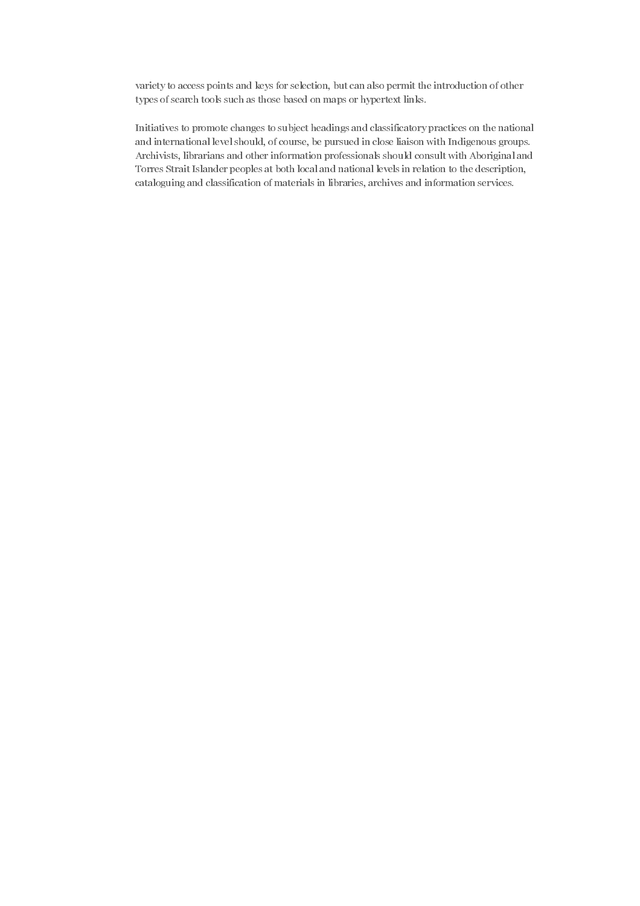variety to access points and keys for selection, but can also permit the introduction of other types of search tools such as those based on maps or hypertext links.

Initiatives to promote changes to subject headings and classificatory practices on the national and international level should, of course, be pursued in close liaison with Indigenous groups. Archivists, librarians and other information professionals should consult with Aboriginal and Torres Strait Islander peoples at both local and national levels in relation to the description, cataloguing and classification of materials in libraries, archives and information services.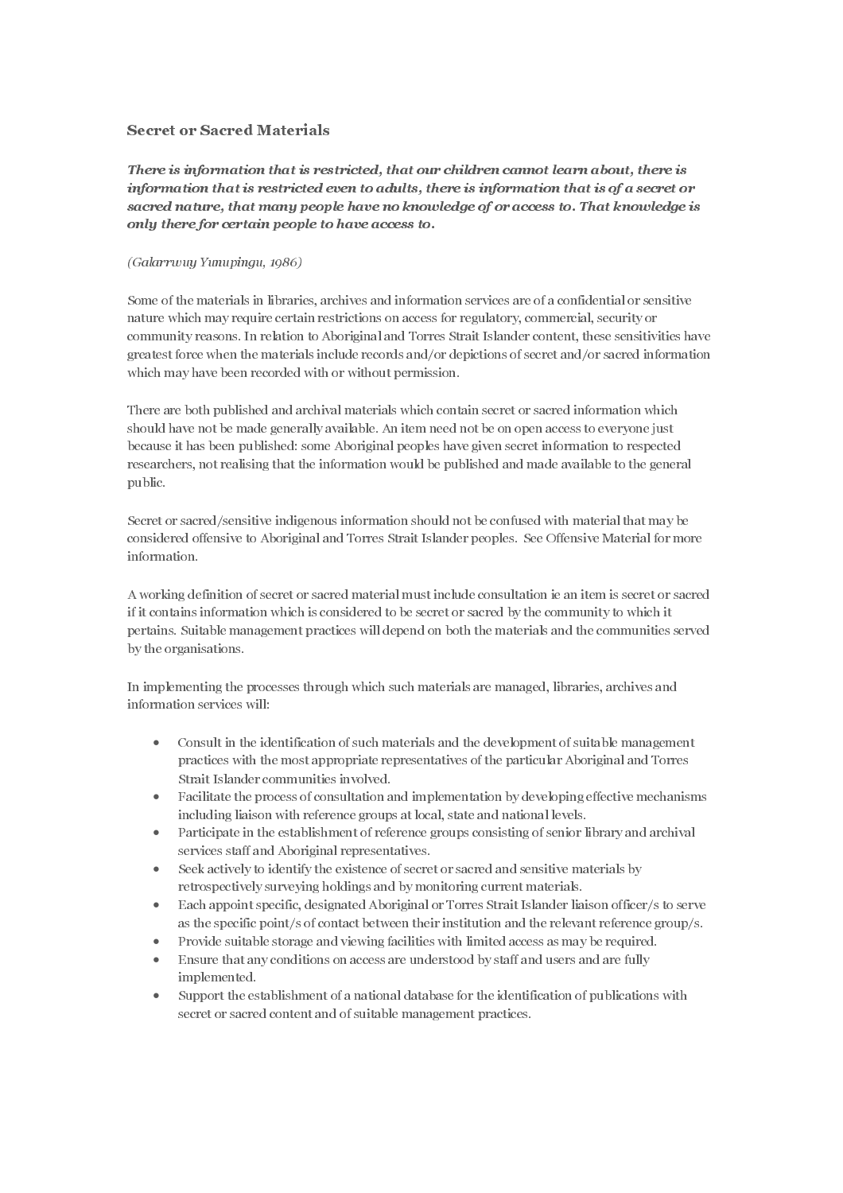## Secret or Sacred Materials

***There is information that is restricted, that our children cannot learn about, there is information that is restricted even to adults, there is information that is of a secret or sacred nature, that many people have no knowledge of or access to. That knowledge is only there for certain people to have access to.***

*(Galarrwuy Yunupingu, 1986)*

Some of the materials in libraries, archives and information services are of a confidential or sensitive nature which may require certain restrictions on access for regulatory, commercial, security or community reasons. In relation to Aboriginal and Torres Strait Islander content, these sensitivities have greatest force when the materials include records and/or depictions of secret and/or sacred information which may have been recorded with or without permission.

There are both published and archival materials which contain secret or sacred information which should have not be made generally available. An item need not be on open access to everyone just because it has been published: some Aboriginal peoples have given secret information to respected researchers, not realising that the information would be published and made available to the general public.

Secret or sacred/sensitive indigenous information should not be confused with material that may be considered offensive to Aboriginal and Torres Strait Islander peoples. See Offensive Material for more information.

A working definition of secret or sacred material must include consultation ie an item is secret or sacred if it contains information which is considered to be secret or sacred by the community to which it pertains. Suitable management practices will depend on both the materials and the communities served by the organisations.

In implementing the processes through which such materials are managed, libraries, archives and information services will:

- Consult in the identification of such materials and the development of suitable management practices with the most appropriate representatives of the particular Aboriginal and Torres Strait Islander communities involved.
- Facilitate the process of consultation and implementation by developing effective mechanisms including liaison with reference groups at local, state and national levels.
- Participate in the establishment of reference groups consisting of senior library and archival services staff and Aboriginal representatives.
- Seek actively to identify the existence of secret or sacred and sensitive materials by retrospectively surveying holdings and by monitoring current materials.
- Each appoint specific, designated Aboriginal or Torres Strait Islander liaison officer/s to serve as the specific point/s of contact between their institution and the relevant reference group/s.
- Provide suitable storage and viewing facilities with limited access as may be required.
- Ensure that any conditions on access are understood by staff and users and are fully implemented.
- Support the establishment of a national database for the identification of publications with secret or sacred content and of suitable management practices.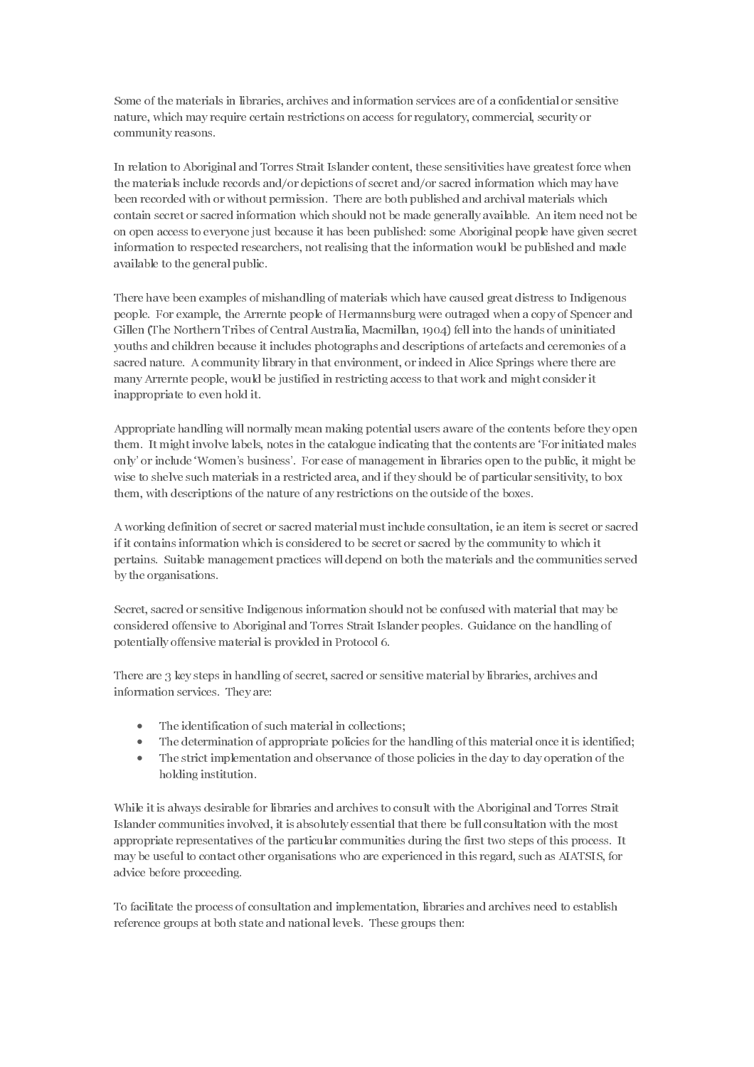Some of the materials in libraries, archives and information services are of a confidential or sensitive nature, which may require certain restrictions on access for regulatory, commercial, security or community reasons.

In relation to Aboriginal and Torres Strait Islander content, these sensitivities have greatest force when the materials include records and/or depictions of secret and/or sacred information which may have been recorded with or without permission. There are both published and archival materials which contain secret or sacred information which should not be made generally available. An item need not be on open access to everyone just because it has been published: some Aboriginal people have given secret information to respected researchers, not realising that the information would be published and made available to the general public.

There have been examples of mishandling of materials which have caused great distress to Indigenous people. For example, the Arrernte people of Hermannsburg were outraged when a copy of Spencer and Gillen (The Northern Tribes of Central Australia, Macmillan, 1904) fell into the hands of uninitiated youths and children because it includes photographs and descriptions of artefacts and ceremonies of a sacred nature. A community library in that environment, or indeed in Alice Springs where there are many Arrernte people, would be justified in restricting access to that work and might consider it inappropriate to even hold it.

Appropriate handling will normally mean making potential users aware of the contents before they open them. It might involve labels, notes in the catalogue indicating that the contents are 'For initiated males only' or include 'Women's business'. For ease of management in libraries open to the public, it might be wise to shelve such materials in a restricted area, and if they should be of particular sensitivity, to box them, with descriptions of the nature of any restrictions on the outside of the boxes.

A working definition of secret or sacred material must include consultation, ie an item is secret or sacred if it contains information which is considered to be secret or sacred by the community to which it pertains. Suitable management practices will depend on both the materials and the communities served by the organisations.

Secret, sacred or sensitive Indigenous information should not be confused with material that may be considered offensive to Aboriginal and Torres Strait Islander peoples. Guidance on the handling of potentially offensive material is provided in Protocol 6.

There are 3 key steps in handling of secret, sacred or sensitive material by libraries, archives and information services. They are:

- The identification of such material in collections;
- The determination of appropriate policies for the handling of this material once it is identified;
- The strict implementation and observance of those policies in the day to day operation of the holding institution.

While it is always desirable for libraries and archives to consult with the Aboriginal and Torres Strait Islander communities involved, it is absolutely essential that there be full consultation with the most appropriate representatives of the particular communities during the first two steps of this process. It may be useful to contact other organisations who are experienced in this regard, such as AIATSIS, for advice before proceeding.

To facilitate the process of consultation and implementation, libraries and archives need to establish reference groups at both state and national levels. These groups then: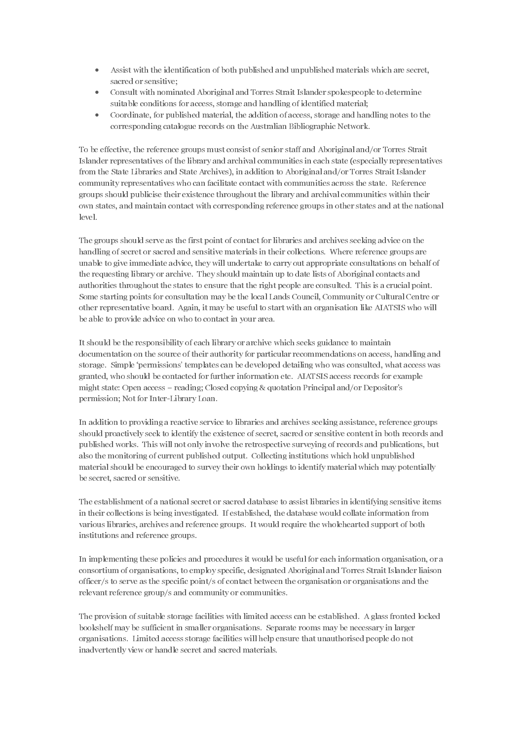- Assist with the identification of both published and unpublished materials which are secret, sacred or sensitive;
- Consult with nominated Aboriginal and Torres Strait Islander spokespeople to determine suitable conditions for access, storage and handling of identified material;
- Coordinate, for published material, the addition of access, storage and handling notes to the corresponding catalogue records on the Australian Bibliographic Network.

To be effective, the reference groups must consist of senior staff and Aboriginal and/or Torres Strait Islander representatives of the library and archival communities in each state (especially representatives from the State Libraries and State Archives), in addition to Aboriginal and/or Torres Strait Islander community representatives who can facilitate contact with communities across the state. Reference groups should publicise their existence throughout the library and archival communities within their own states, and maintain contact with corresponding reference groups in other states and at the national level.

The groups should serve as the first point of contact for libraries and archives seeking advice on the handling of secret or sacred and sensitive materials in their collections. Where reference groups are unable to give immediate advice, they will undertake to carry out appropriate consultations on behalf of the requesting library or archive. They should maintain up to date lists of Aboriginal contacts and authorities throughout the states to ensure that the right people are consulted. This is a crucial point. Some starting points for consultation may be the local Lands Council, Community or Cultural Centre or other representative board. Again, it may be useful to start with an organisation like AIATSIS who will be able to provide advice on who to contact in your area.

It should be the responsibility of each library or archive which seeks guidance to maintain documentation on the source of their authority for particular recommendations on access, handling and storage. Simple 'permissions' templates can be developed detailing who was consulted, what access was granted, who should be contacted for further information etc. AIATSIS access records for example might state: Open access – reading; Closed copying & quotation Principal and/or Depositor's permission; Not for Inter-Library Loan.

In addition to providing a reactive service to libraries and archives seeking assistance, reference groups should proactively seek to identify the existence of secret, sacred or sensitive content in both records and published works. This will not only involve the retrospective surveying of records and publications, but also the monitoring of current published output. Collecting institutions which hold unpublished material should be encouraged to survey their own holdings to identify material which may potentially be secret, sacred or sensitive.

The establishment of a national secret or sacred database to assist libraries in identifying sensitive items in their collections is being investigated. If established, the database would collate information from various libraries, archives and reference groups. It would require the wholehearted support of both institutions and reference groups.

In implementing these policies and procedures it would be useful for each information organisation, or a consortium of organisations, to employ specific, designated Aboriginal and Torres Strait Islander liaison officer/s to serve as the specific point/s of contact between the organisation or organisations and the relevant reference group/s and community or communities.

The provision of suitable storage facilities with limited access can be established. A glass fronted locked bookshelf may be sufficient in smaller organisations. Separate rooms may be necessary in larger organisations. Limited access storage facilities will help ensure that unauthorised people do not inadvertently view or handle secret and sacred materials.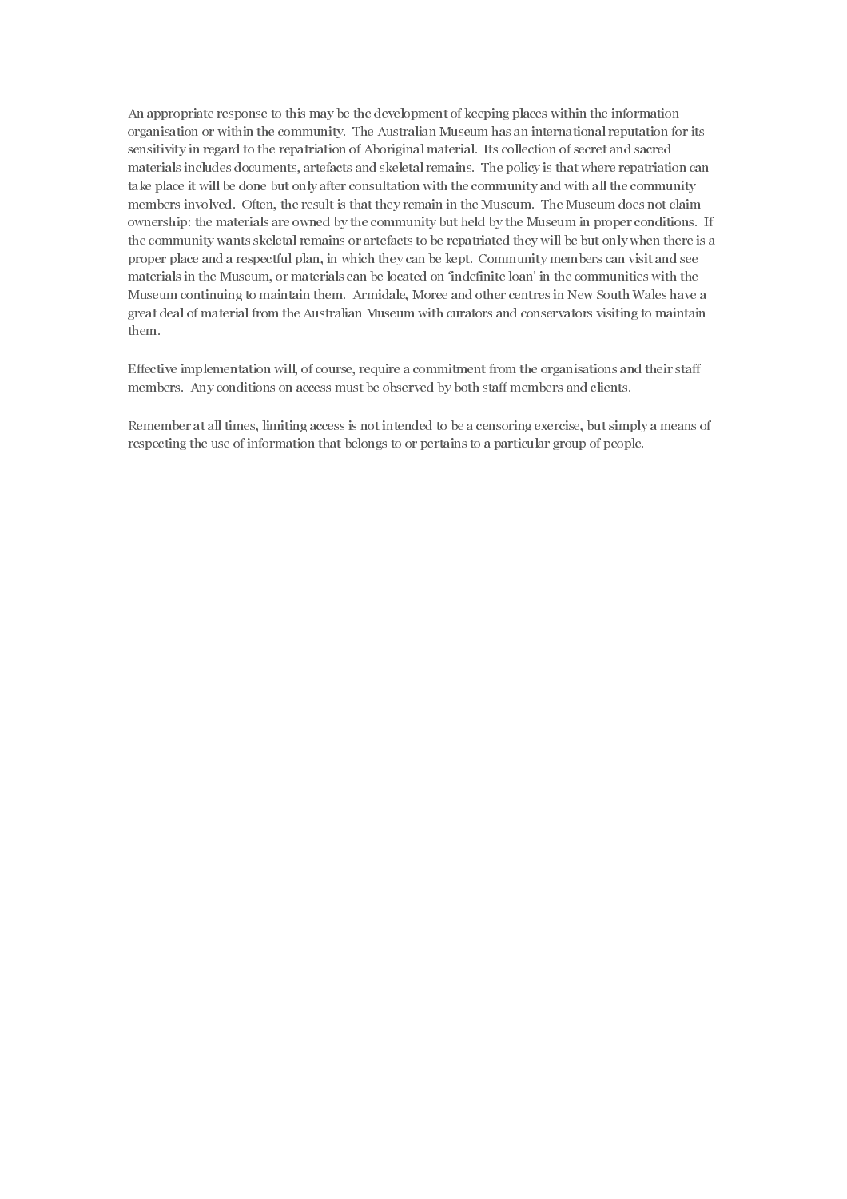An appropriate response to this may be the development of keeping places within the information organisation or within the community. The Australian Museum has an international reputation for its sensitivity in regard to the repatriation of Aboriginal material. Its collection of secret and sacred materials includes documents, artefacts and skeletal remains. The policy is that where repatriation can take place it will be done but only after consultation with the community and with all the community members involved. Often, the result is that they remain in the Museum. The Museum does not claim ownership: the materials are owned by the community but held by the Museum in proper conditions. If the community wants skeletal remains or artefacts to be repatriated they will be but only when there is a proper place and a respectful plan, in which they can be kept. Community members can visit and see materials in the Museum, or materials can be located on 'indefinite loan' in the communities with the Museum continuing to maintain them. Armidale, Moree and other centres in New South Wales have a great deal of material from the Australian Museum with curators and conservators visiting to maintain them.

Effective implementation will, of course, require a commitment from the organisations and their staff members. Any conditions on access must be observed by both staff members and clients.

Remember at all times, limiting access is not intended to be a censoring exercise, but simply a means of respecting the use of information that belongs to or pertains to a particular group of people.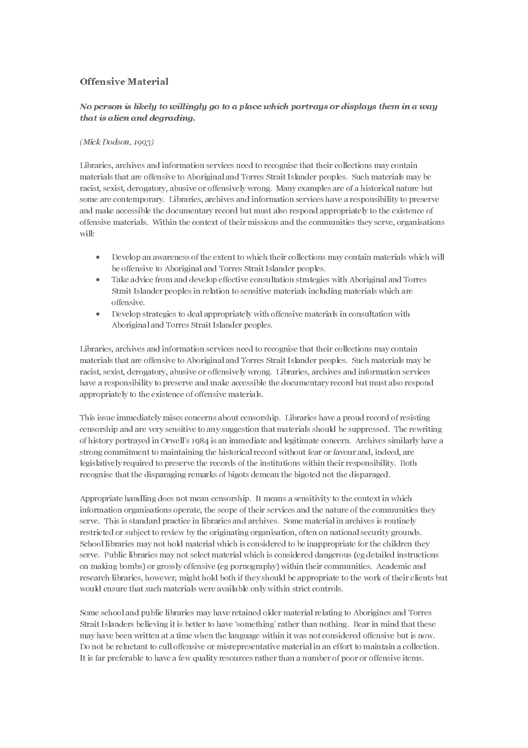## Offensive Material

***No person is likely to willingly go to a place which portrays or displays them in a way that is alien and degrading.***

*(Mick Dodson, 1993)*

Libraries, archives and information services need to recognise that their collections may contain materials that are offensive to Aboriginal and Torres Strait Islander peoples. Such materials may be racist, sexist, derogatory, abusive or offensively wrong. Many examples are of a historical nature but some are contemporary. Libraries, archives and information services have a responsibility to preserve and make accessible the documentary record but must also respond appropriately to the existence of offensive materials. Within the context of their missions and the communities they serve, organisations will:

- Develop an awareness of the extent to which their collections may contain materials which will be offensive to Aboriginal and Torres Strait Islander peoples.
- Take advice from and develop effective consultation strategies with Aboriginal and Torres Strait Islander peoples in relation to sensitive materials including materials which are offensive.
- Develop strategies to deal appropriately with offensive materials in consultation with Aboriginal and Torres Strait Islander peoples.

Libraries, archives and information services need to recognise that their collections may contain materials that are offensive to Aboriginal and Torres Strait Islander peoples. Such materials may be racist, sexist, derogatory, abusive or offensively wrong. Libraries, archives and information services have a responsibility to preserve and make accessible the documentary record but must also respond appropriately to the existence of offensive materials.

This issue immediately raises concerns about censorship. Libraries have a proud record of resisting censorship and are very sensitive to any suggestion that materials should be suppressed. The rewriting of history portrayed in Orwell's 1984 is an immediate and legitimate concern. Archives similarly have a strong commitment to maintaining the historical record without fear or favour and, indeed, are legislatively required to preserve the records of the institutions within their responsibility. Both recognise that the disparaging remarks of bigots demean the bigoted not the disparaged.

Appropriate handling does not mean censorship. It means a sensitivity to the context in which information organisations operate, the scope of their services and the nature of the communities they serve. This is standard practice in libraries and archives. Some material in archives is routinely restricted or subject to review by the originating organisation, often on national security grounds. School libraries may not hold material which is considered to be inappropriate for the children they serve. Public libraries may not select material which is considered dangerous (eg detailed instructions on making bombs) or grossly offensive (eg pornography) within their communities. Academic and research libraries, however, might hold both if they should be appropriate to the work of their clients but would ensure that such materials were available only within strict controls.

Some school and public libraries may have retained older material relating to Aborigines and Torres Strait Islanders believing it is better to have 'something' rather than nothing. Bear in mind that these may have been written at a time when the language within it was not considered offensive but is now. Do not be reluctant to cull offensive or misrepresentative material in an effort to maintain a collection. It is far preferable to have a few quality resources rather than a number of poor or offensive items.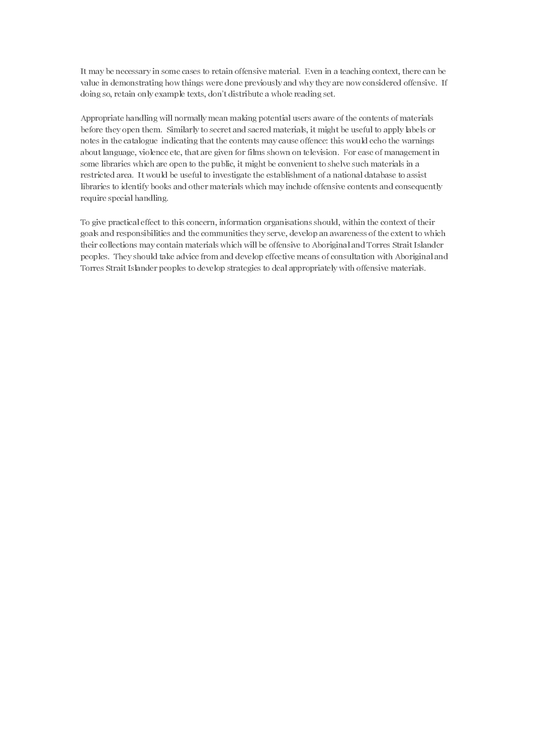It may be necessary in some cases to retain offensive material. Even in a teaching context, there can be value in demonstrating how things were done previously and why they are now considered offensive. If doing so, retain only example texts, don't distribute a whole reading set.

Appropriate handling will normally mean making potential users aware of the contents of materials before they open them. Similarly to secret and sacred materials, it might be useful to apply labels or notes in the catalogue indicating that the contents may cause offence: this would echo the warnings about language, violence etc, that are given for films shown on television. For ease of management in some libraries which are open to the public, it might be convenient to shelve such materials in a restricted area. It would be useful to investigate the establishment of a national database to assist libraries to identify books and other materials which may include offensive contents and consequently require special handling.

To give practical effect to this concern, information organisations should, within the context of their goals and responsibilities and the communities they serve, develop an awareness of the extent to which their collections may contain materials which will be offensive to Aboriginal and Torres Strait Islander peoples. They should take advice from and develop effective means of consultation with Aboriginal and Torres Strait Islander peoples to develop strategies to deal appropriately with offensive materials.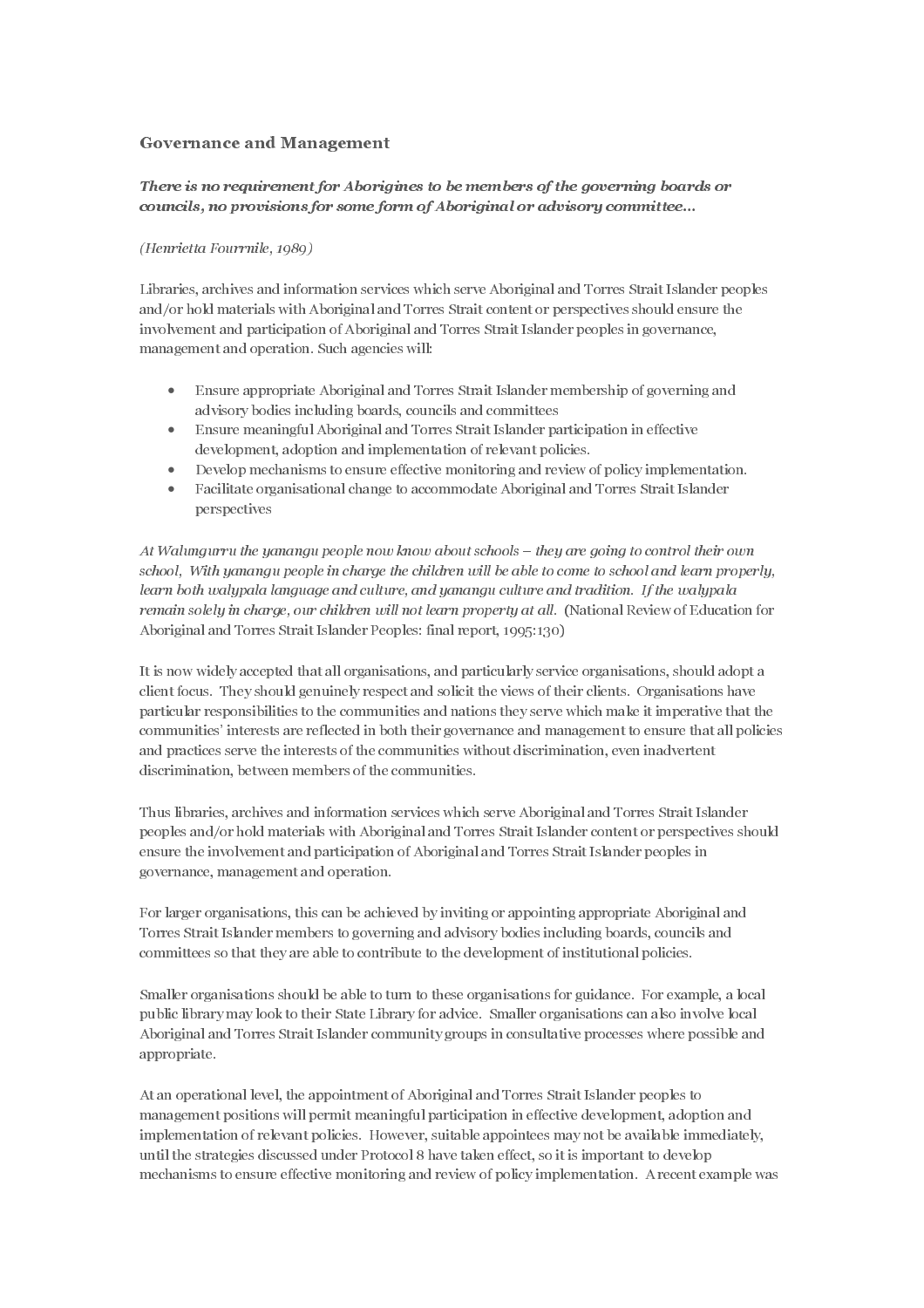## Governance and Management

***There is no requirement for Aborigines to be members of the governing boards or councils, no provisions for some form of Aboriginal or advisory committee...***

*(Henrietta Fourrnile, 1989)*

Libraries, archives and information services which serve Aboriginal and Torres Strait Islander peoples and/or hold materials with Aboriginal and Torres Strait content or perspectives should ensure the involvement and participation of Aboriginal and Torres Strait Islander peoples in governance, management and operation. Such agencies will:

- Ensure appropriate Aboriginal and Torres Strait Islander membership of governing and advisory bodies including boards, councils and committees
- Ensure meaningful Aboriginal and Torres Strait Islander participation in effective development, adoption and implementation of relevant policies.
- Develop mechanisms to ensure effective monitoring and review of policy implementation.
- Facilitate organisational change to accommodate Aboriginal and Torres Strait Islander perspectives

*At Walungurru the yanangu people now know about schools – they are going to control their own school, With yanangu people in charge the children will be able to come to school and learn properly, learn both walypala language and culture, and yanangu culture and tradition. If the walypala remain solely in charge, our children will not learn property at all.* (National Review of Education for Aboriginal and Torres Strait Islander Peoples: final report, 1995:130)

It is now widely accepted that all organisations, and particularly service organisations, should adopt a client focus. They should genuinely respect and solicit the views of their clients. Organisations have particular responsibilities to the communities and nations they serve which make it imperative that the communities' interests are reflected in both their governance and management to ensure that all policies and practices serve the interests of the communities without discrimination, even inadvertent discrimination, between members of the communities.

Thus libraries, archives and information services which serve Aboriginal and Torres Strait Islander peoples and/or hold materials with Aboriginal and Torres Strait Islander content or perspectives should ensure the involvement and participation of Aboriginal and Torres Strait Islander peoples in governance, management and operation.

For larger organisations, this can be achieved by inviting or appointing appropriate Aboriginal and Torres Strait Islander members to governing and advisory bodies including boards, councils and committees so that they are able to contribute to the development of institutional policies.

Smaller organisations should be able to turn to these organisations for guidance. For example, a local public library may look to their State Library for advice. Smaller organisations can also involve local Aboriginal and Torres Strait Islander community groups in consultative processes where possible and appropriate.

At an operational level, the appointment of Aboriginal and Torres Strait Islander peoples to management positions will permit meaningful participation in effective development, adoption and implementation of relevant policies. However, suitable appointees may not be available immediately, until the strategies discussed under Protocol 8 have taken effect, so it is important to develop mechanisms to ensure effective monitoring and review of policy implementation. A recent example was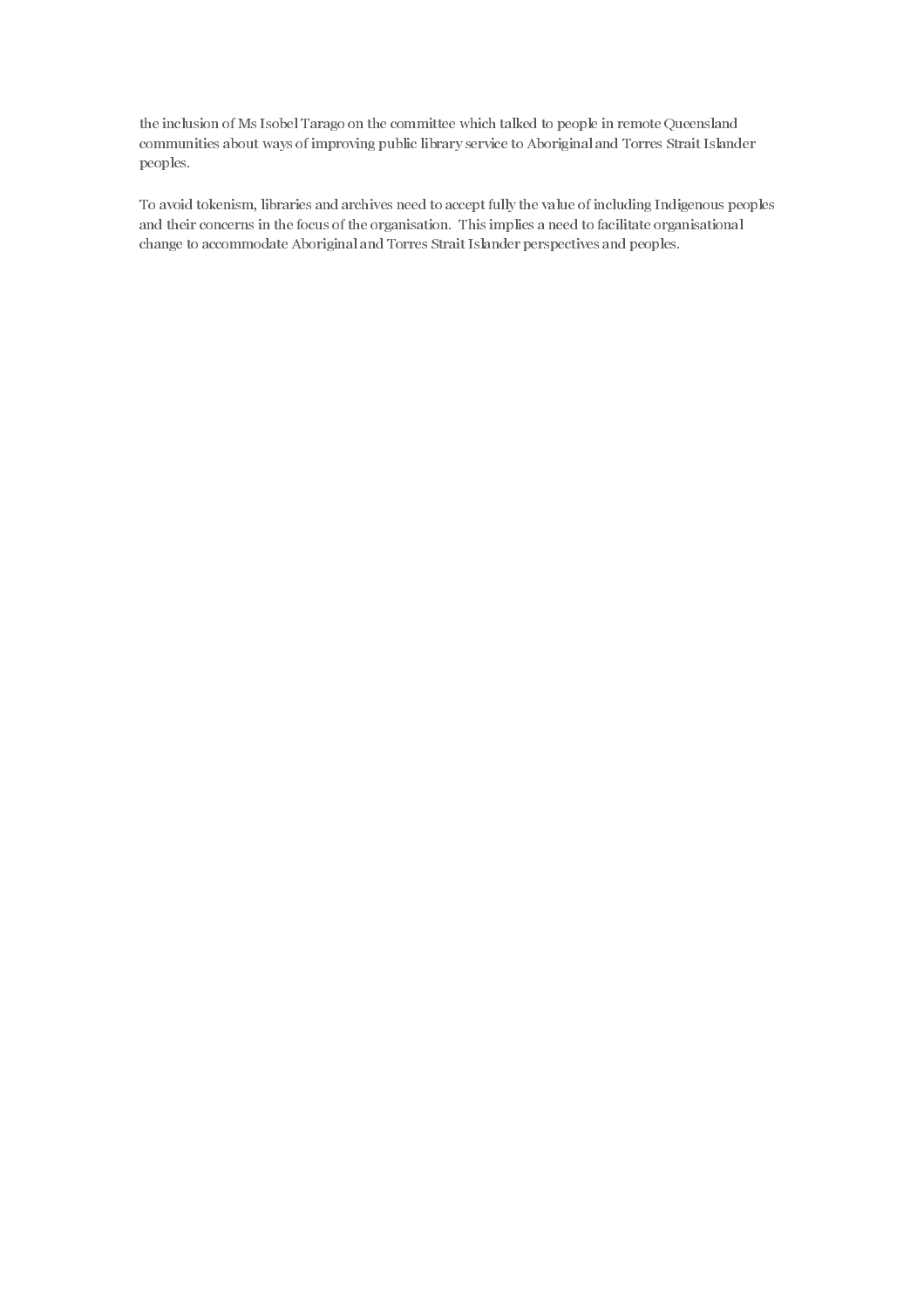the inclusion of Ms Isobel Tarago on the committee which talked to people in remote Queensland communities about ways of improving public library service to Aboriginal and Torres Strait Islander peoples.

To avoid tokenism, libraries and archives need to accept fully the value of including Indigenous peoples and their concerns in the focus of the organisation. This implies a need to facilitate organisational change to accommodate Aboriginal and Torres Strait Islander perspectives and peoples.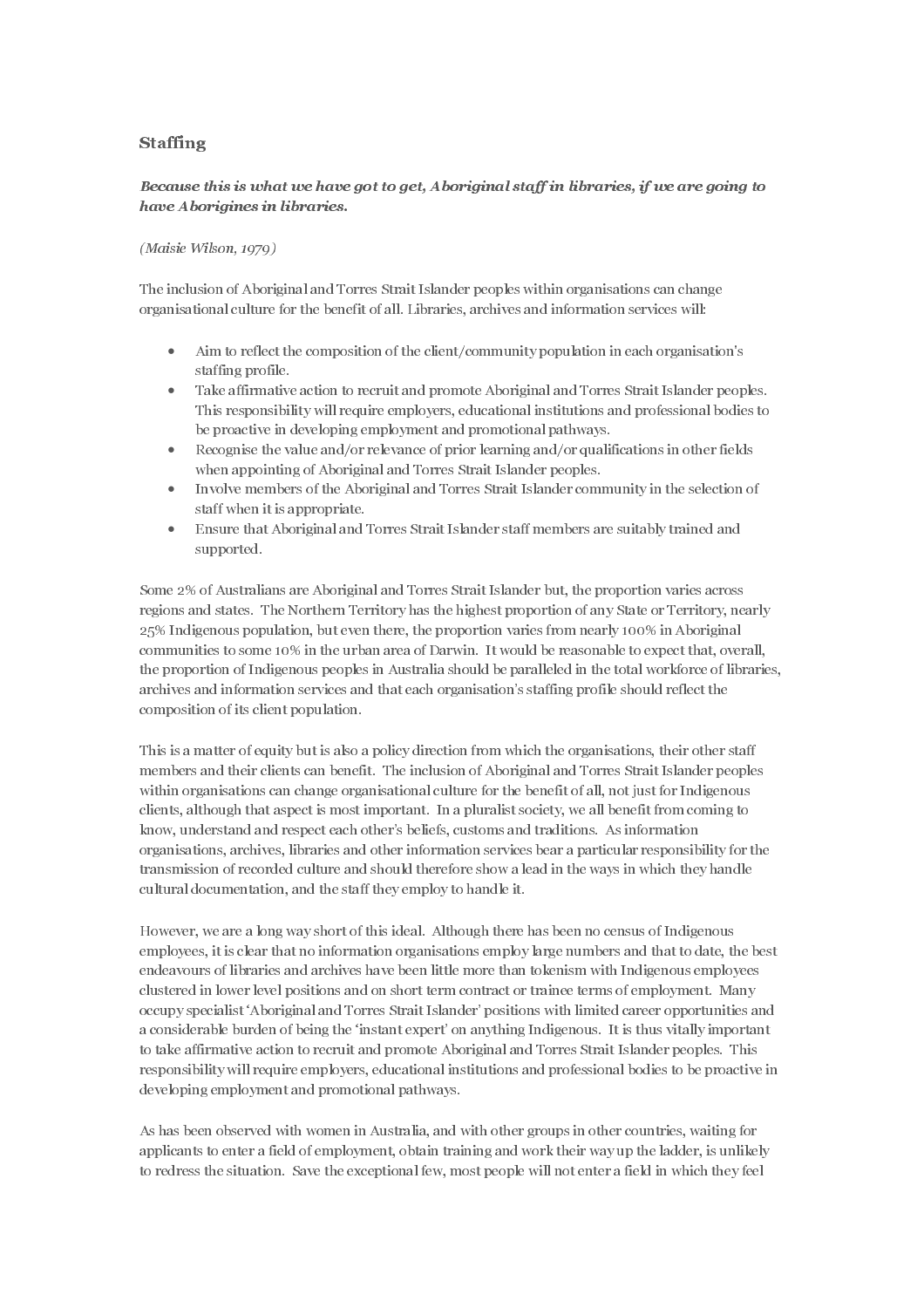## Staffing

***Because this is what we have got to get, Aboriginal staff in libraries, if we are going to have Aborigines in libraries.***

*(Maisie Wilson, 1979)*

The inclusion of Aboriginal and Torres Strait Islander peoples within organisations can change organisational culture for the benefit of all. Libraries, archives and information services will:

- Aim to reflect the composition of the client/community population in each organisation's staffing profile.
- Take affirmative action to recruit and promote Aboriginal and Torres Strait Islander peoples. This responsibility will require employers, educational institutions and professional bodies to be proactive in developing employment and promotional pathways.
- Recognise the value and/or relevance of prior learning and/or qualifications in other fields when appointing of Aboriginal and Torres Strait Islander peoples.
- Involve members of the Aboriginal and Torres Strait Islander community in the selection of staff when it is appropriate.
- Ensure that Aboriginal and Torres Strait Islander staff members are suitably trained and supported.

Some 2% of Australians are Aboriginal and Torres Strait Islander but, the proportion varies across regions and states. The Northern Territory has the highest proportion of any State or Territory, nearly 25% Indigenous population, but even there, the proportion varies from nearly 100% in Aboriginal communities to some 10% in the urban area of Darwin. It would be reasonable to expect that, overall, the proportion of Indigenous peoples in Australia should be paralleled in the total workforce of libraries, archives and information services and that each organisation's staffing profile should reflect the composition of its client population.

This is a matter of equity but is also a policy direction from which the organisations, their other staff members and their clients can benefit. The inclusion of Aboriginal and Torres Strait Islander peoples within organisations can change organisational culture for the benefit of all, not just for Indigenous clients, although that aspect is most important. In a pluralist society, we all benefit from coming to know, understand and respect each other's beliefs, customs and traditions. As information organisations, archives, libraries and other information services bear a particular responsibility for the transmission of recorded culture and should therefore show a lead in the ways in which they handle cultural documentation, and the staff they employ to handle it.

However, we are a long way short of this ideal. Although there has been no census of Indigenous employees, it is clear that no information organisations employ large numbers and that to date, the best endeavours of libraries and archives have been little more than tokenism with Indigenous employees clustered in lower level positions and on short term contract or trainee terms of employment. Many occupy specialist 'Aboriginal and Torres Strait Islander' positions with limited career opportunities and a considerable burden of being the 'instant expert' on anything Indigenous. It is thus vitally important to take affirmative action to recruit and promote Aboriginal and Torres Strait Islander peoples. This responsibility will require employers, educational institutions and professional bodies to be proactive in developing employment and promotional pathways.

As has been observed with women in Australia, and with other groups in other countries, waiting for applicants to enter a field of employment, obtain training and work their way up the ladder, is unlikely to redress the situation. Save the exceptional few, most people will not enter a field in which they feel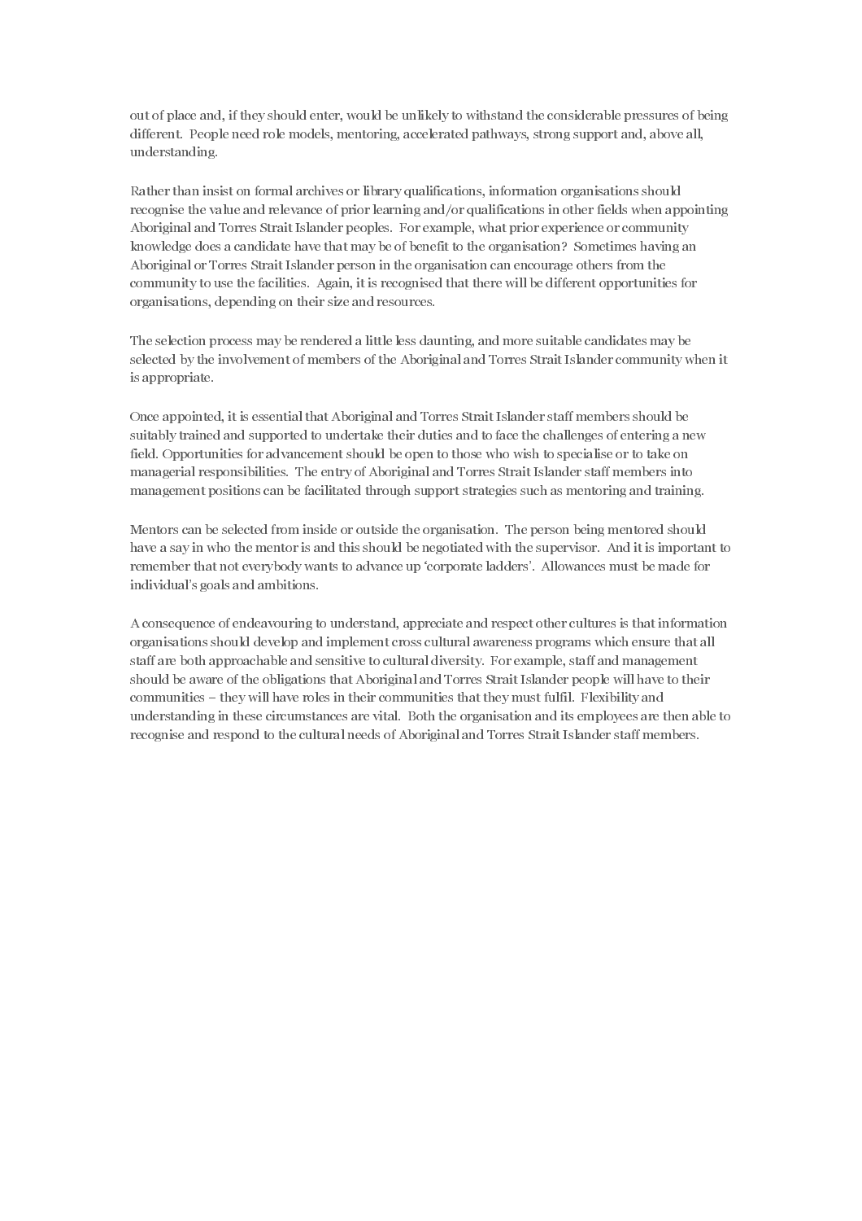out of place and, if they should enter, would be unlikely to withstand the considerable pressures of being different. People need role models, mentoring, accelerated pathways, strong support and, above all, understanding.

Rather than insist on formal archives or library qualifications, information organisations should recognise the value and relevance of prior learning and/or qualifications in other fields when appointing Aboriginal and Torres Strait Islander peoples. For example, what prior experience or community knowledge does a candidate have that may be of benefit to the organisation? Sometimes having an Aboriginal or Torres Strait Islander person in the organisation can encourage others from the community to use the facilities. Again, it is recognised that there will be different opportunities for organisations, depending on their size and resources.

The selection process may be rendered a little less daunting, and more suitable candidates may be selected by the involvement of members of the Aboriginal and Torres Strait Islander community when it is appropriate.

Once appointed, it is essential that Aboriginal and Torres Strait Islander staff members should be suitably trained and supported to undertake their duties and to face the challenges of entering a new field. Opportunities for advancement should be open to those who wish to specialise or to take on managerial responsibilities. The entry of Aboriginal and Torres Strait Islander staff members into management positions can be facilitated through support strategies such as mentoring and training.

Mentors can be selected from inside or outside the organisation. The person being mentored should have a say in who the mentor is and this should be negotiated with the supervisor. And it is important to remember that not everybody wants to advance up 'corporate ladders'. Allowances must be made for individual's goals and ambitions.

A consequence of endeavouring to understand, appreciate and respect other cultures is that information organisations should develop and implement cross cultural awareness programs which ensure that all staff are both approachable and sensitive to cultural diversity. For example, staff and management should be aware of the obligations that Aboriginal and Torres Strait Islander people will have to their communities – they will have roles in their communities that they must fulfil. Flexibility and understanding in these circumstances are vital. Both the organisation and its employees are then able to recognise and respond to the cultural needs of Aboriginal and Torres Strait Islander staff members.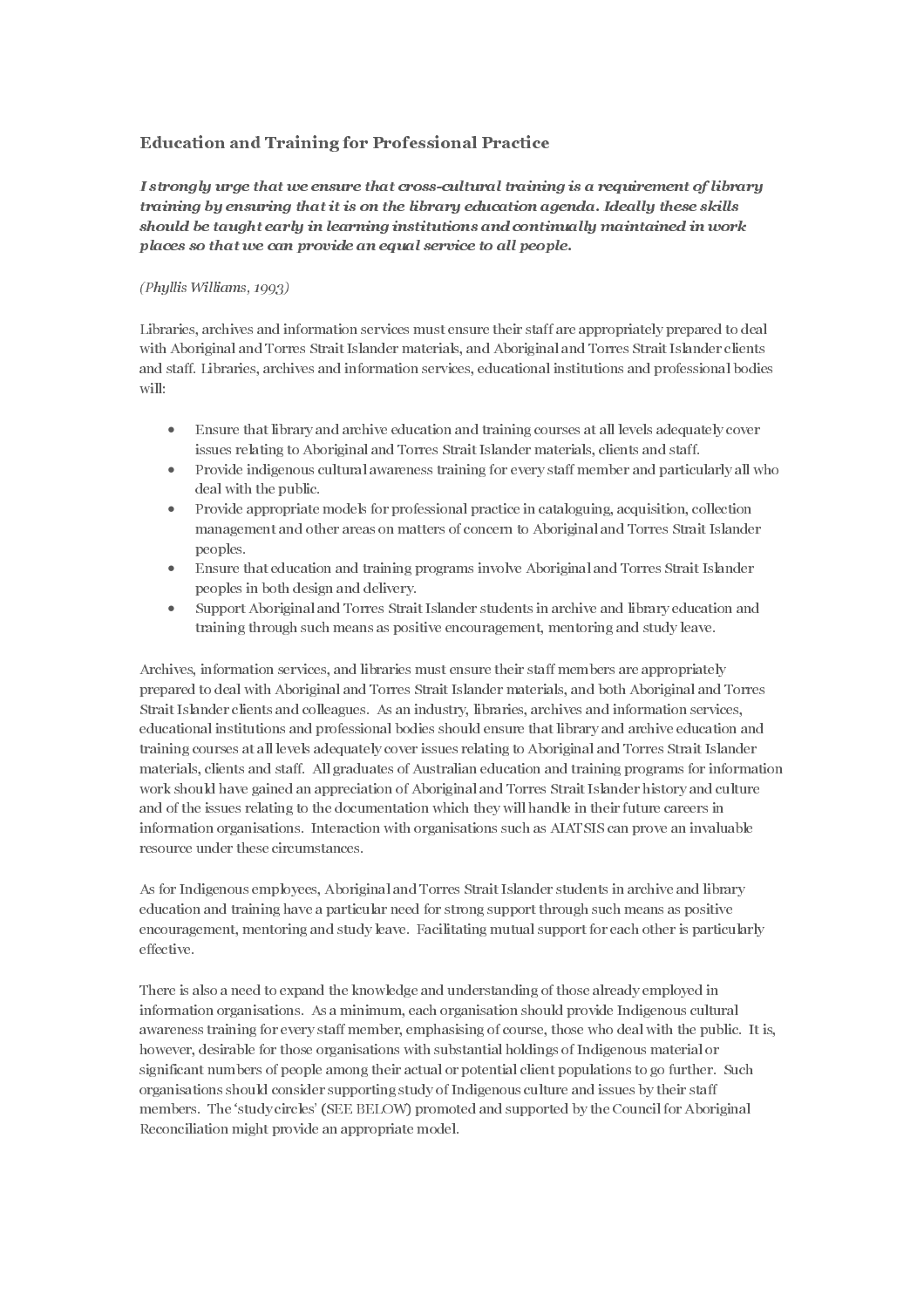## Education and Training for Professional Practice

***I strongly urge that we ensure that cross-cultural training is a requirement of library training by ensuring that it is on the library education agenda. Ideally these skills should be taught early in learning institutions and continually maintained in work places so that we can provide an equal service to all people.***

*(Phyllis Williams, 1993)*

Libraries, archives and information services must ensure their staff are appropriately prepared to deal with Aboriginal and Torres Strait Islander materials, and Aboriginal and Torres Strait Islander clients and staff. Libraries, archives and information services, educational institutions and professional bodies will:

- Ensure that library and archive education and training courses at all levels adequately cover issues relating to Aboriginal and Torres Strait Islander materials, clients and staff.
- Provide indigenous cultural awareness training for every staff member and particularly all who deal with the public.
- Provide appropriate models for professional practice in cataloguing, acquisition, collection management and other areas on matters of concern to Aboriginal and Torres Strait Islander peoples.
- Ensure that education and training programs involve Aboriginal and Torres Strait Islander peoples in both design and delivery.
- Support Aboriginal and Torres Strait Islander students in archive and library education and training through such means as positive encouragement, mentoring and study leave.

Archives, information services, and libraries must ensure their staff members are appropriately prepared to deal with Aboriginal and Torres Strait Islander materials, and both Aboriginal and Torres Strait Islander clients and colleagues. As an industry, libraries, archives and information services, educational institutions and professional bodies should ensure that library and archive education and training courses at all levels adequately cover issues relating to Aboriginal and Torres Strait Islander materials, clients and staff. All graduates of Australian education and training programs for information work should have gained an appreciation of Aboriginal and Torres Strait Islander history and culture and of the issues relating to the documentation which they will handle in their future careers in information organisations. Interaction with organisations such as AIATSIS can prove an invaluable resource under these circumstances.

As for Indigenous employees, Aboriginal and Torres Strait Islander students in archive and library education and training have a particular need for strong support through such means as positive encouragement, mentoring and study leave. Facilitating mutual support for each other is particularly effective.

There is also a need to expand the knowledge and understanding of those already employed in information organisations. As a minimum, each organisation should provide Indigenous cultural awareness training for every staff member, emphasising of course, those who deal with the public. It is, however, desirable for those organisations with substantial holdings of Indigenous material or significant numbers of people among their actual or potential client populations to go further. Such organisations should consider supporting study of Indigenous culture and issues by their staff members. The 'study circles' (SEE BELOW) promoted and supported by the Council for Aboriginal Reconciliation might provide an appropriate model.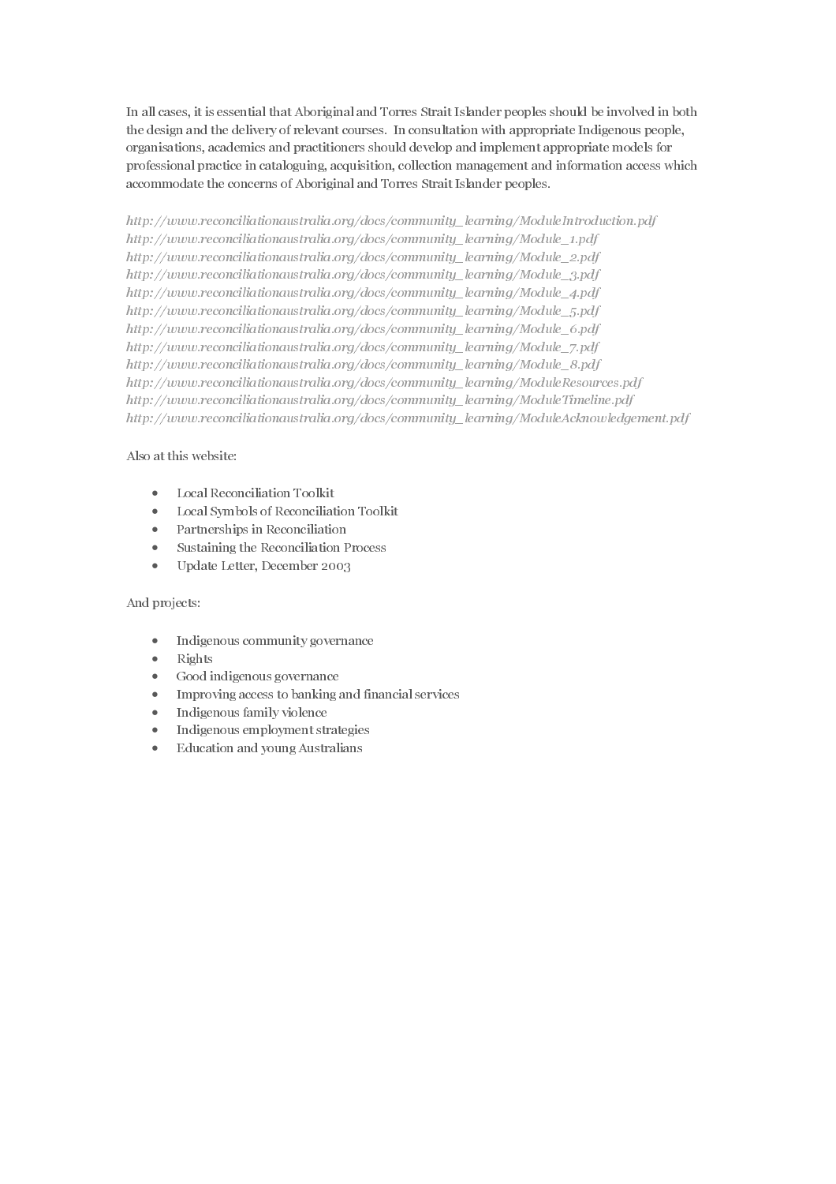In all cases, it is essential that Aboriginal and Torres Strait Islander peoples should be involved in both the design and the delivery of relevant courses. In consultation with appropriate Indigenous people, organisations, academics and practitioners should develop and implement appropriate models for professional practice in cataloguing, acquisition, collection management and information access which accommodate the concerns of Aboriginal and Torres Strait Islander peoples.

*http://www.reconciliationaustralia.org/docs/community_learning/ModuleIntroduction.pdf*
*http://www.reconciliationaustralia.org/docs/community_learning/Module_1.pdf*
*http://www.reconciliationaustralia.org/docs/community_learning/Module_2.pdf*
*http://www.reconciliationaustralia.org/docs/community_learning/Module_3.pdf*
*http://www.reconciliationaustralia.org/docs/community_learning/Module_4.pdf*
*http://www.reconciliationaustralia.org/docs/community_learning/Module_5.pdf*
*http://www.reconciliationaustralia.org/docs/community_learning/Module_6.pdf*
*http://www.reconciliationaustralia.org/docs/community_learning/Module_7.pdf*
*http://www.reconciliationaustralia.org/docs/community_learning/Module_8.pdf*
*http://www.reconciliationaustralia.org/docs/community_learning/ModuleResources.pdf*
*http://www.reconciliationaustralia.org/docs/community_learning/ModuleTimeline.pdf*
*http://www.reconciliationaustralia.org/docs/community_learning/ModuleAcknowledgement.pdf*

Also at this website:

- Local Reconciliation Toolkit
- Local Symbols of Reconciliation Toolkit
- Partnerships in Reconciliation
- Sustaining the Reconciliation Process
- Update Letter, December 2003

And projects:

- Indigenous community governance
- Rights
- Good indigenous governance
- Improving access to banking and financial services
- Indigenous family violence
- Indigenous employment strategies
- Education and young Australians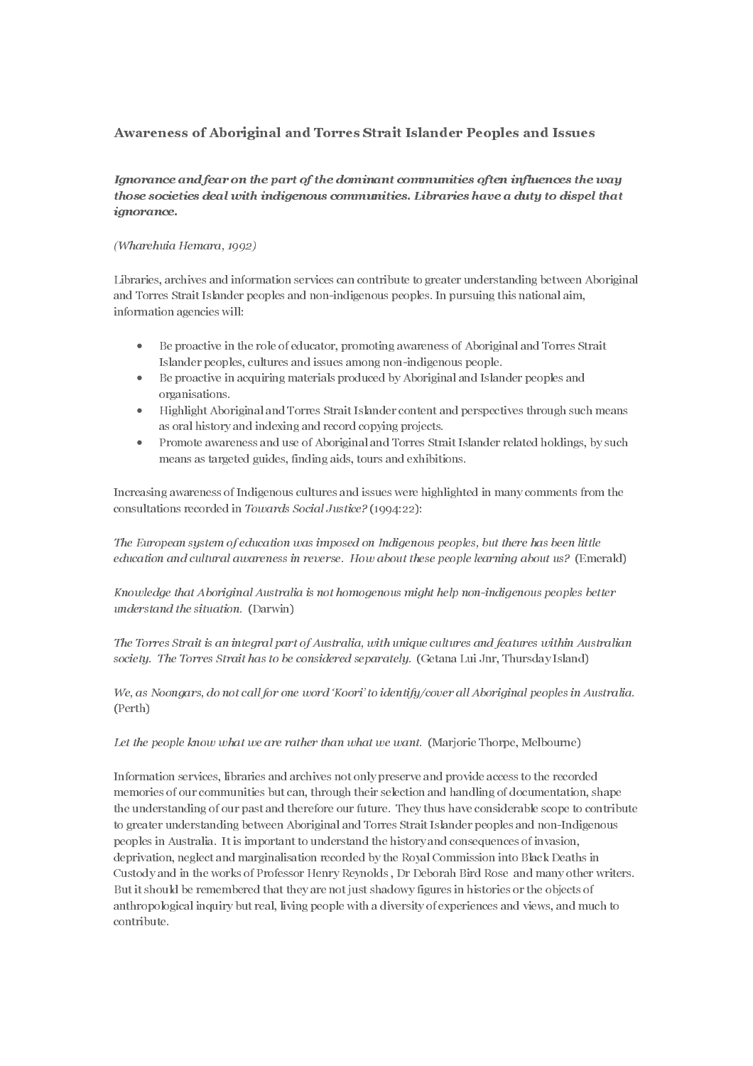## Awareness of Aboriginal and Torres Strait Islander Peoples and Issues

***Ignorance and fear on the part of the dominant communities often influences the way those societies deal with indigenous communities. Libraries have a duty to dispel that ignorance.***

*(Wharehuia Hemara, 1992)*

Libraries, archives and information services can contribute to greater understanding between Aboriginal and Torres Strait Islander peoples and non-indigenous peoples. In pursuing this national aim, information agencies will:

- Be proactive in the role of educator, promoting awareness of Aboriginal and Torres Strait Islander peoples, cultures and issues among non-indigenous people.
- Be proactive in acquiring materials produced by Aboriginal and Islander peoples and organisations.
- Highlight Aboriginal and Torres Strait Islander content and perspectives through such means as oral history and indexing and record copying projects.
- Promote awareness and use of Aboriginal and Torres Strait Islander related holdings, by such means as targeted guides, finding aids, tours and exhibitions.

Increasing awareness of Indigenous cultures and issues were highlighted in many comments from the consultations recorded in *Towards Social Justice?* (1994:22):

*The European system of education was imposed on Indigenous peoples, but there has been little education and cultural awareness in reverse. How about these people learning about us?* (Emerald)

*Knowledge that Aboriginal Australia is not homogenous might help non-indigenous peoples better understand the situation.* (Darwin)

*The Torres Strait is an integral part of Australia, with unique cultures and features within Australian society. The Torres Strait has to be considered separately.* (Getana Lui Jnr, Thursday Island)

*We, as Noongars, do not call for one word 'Koori' to identify/cover all Aboriginal peoples in Australia.* (Perth)

*Let the people know what we are rather than what we want.* (Marjorie Thorpe, Melbourne)

Information services, libraries and archives not only preserve and provide access to the recorded memories of our communities but can, through their selection and handling of documentation, shape the understanding of our past and therefore our future. They thus have considerable scope to contribute to greater understanding between Aboriginal and Torres Strait Islander peoples and non-Indigenous peoples in Australia. It is important to understand the history and consequences of invasion, deprivation, neglect and marginalisation recorded by the Royal Commission into Black Deaths in Custody and in the works of Professor Henry Reynolds , Dr Deborah Bird Rose and many other writers. But it should be remembered that they are not just shadowy figures in histories or the objects of anthropological inquiry but real, living people with a diversity of experiences and views, and much to contribute.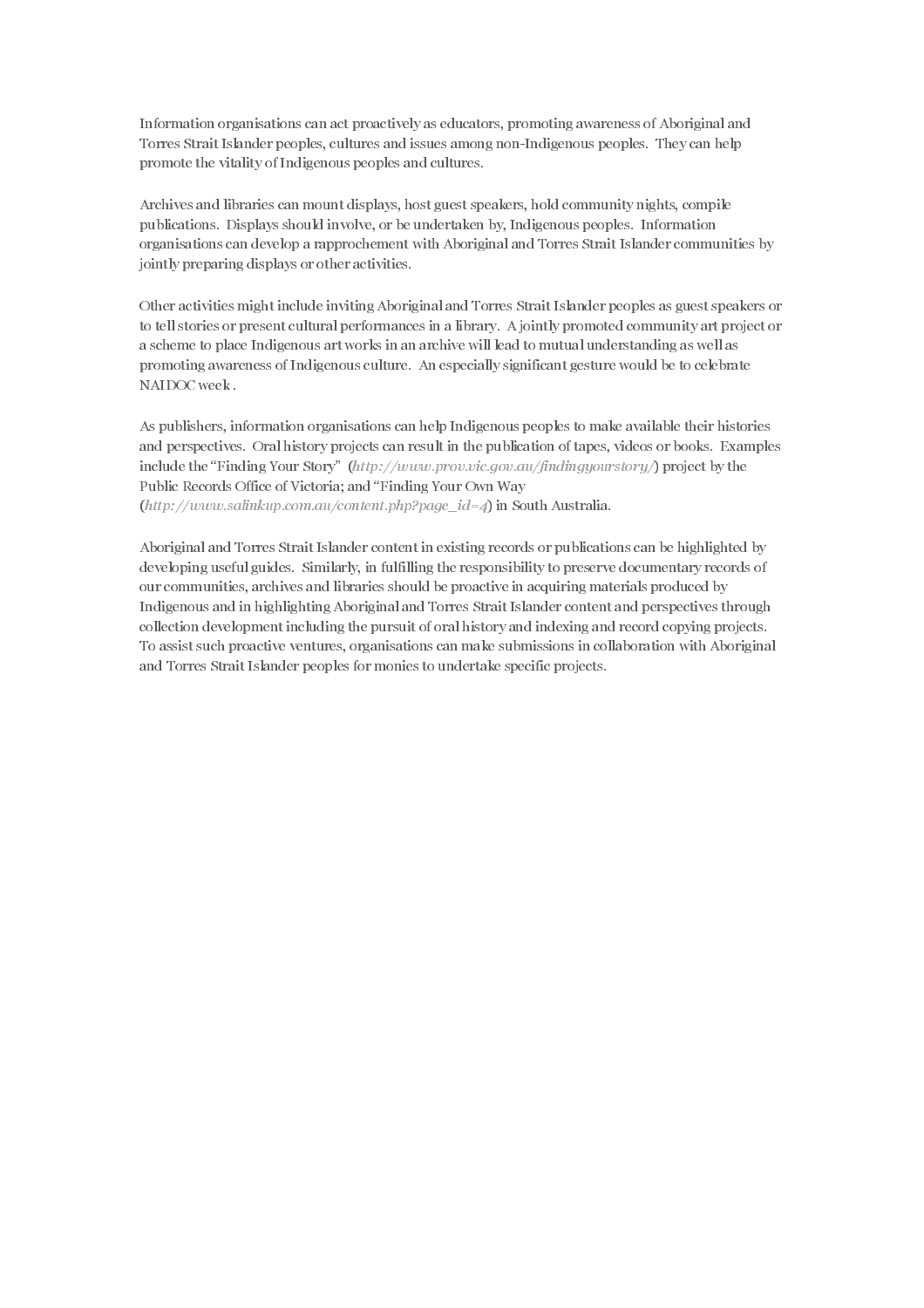Information organisations can act proactively as educators, promoting awareness of Aboriginal and Torres Strait Islander peoples, cultures and issues among non-Indigenous peoples. They can help promote the vitality of Indigenous peoples and cultures.

Archives and libraries can mount displays, host guest speakers, hold community nights, compile publications. Displays should involve, or be undertaken by, Indigenous peoples. Information organisations can develop a rapprochement with Aboriginal and Torres Strait Islander communities by jointly preparing displays or other activities.

Other activities might include inviting Aboriginal and Torres Strait Islander peoples as guest speakers or to tell stories or present cultural performances in a library. A jointly promoted community art project or a scheme to place Indigenous art works in an archive will lead to mutual understanding as well as promoting awareness of Indigenous culture. An especially significant gesture would be to celebrate NAIDOC week .

As publishers, information organisations can help Indigenous peoples to make available their histories and perspectives. Oral history projects can result in the publication of tapes, videos or books. Examples include the "Finding Your Story" (*http://www.prov.vic.gov.au/findingyourstory/*) project by the Public Records Office of Victoria; and "Finding Your Own Way (*http://www.salinkup.com.au/content.php?page_id=4*) in South Australia.

Aboriginal and Torres Strait Islander content in existing records or publications can be highlighted by developing useful guides. Similarly, in fulfilling the responsibility to preserve documentary records of our communities, archives and libraries should be proactive in acquiring materials produced by Indigenous and in highlighting Aboriginal and Torres Strait Islander content and perspectives through collection development including the pursuit of oral history and indexing and record copying projects. To assist such proactive ventures, organisations can make submissions in collaboration with Aboriginal and Torres Strait Islander peoples for monies to undertake specific projects.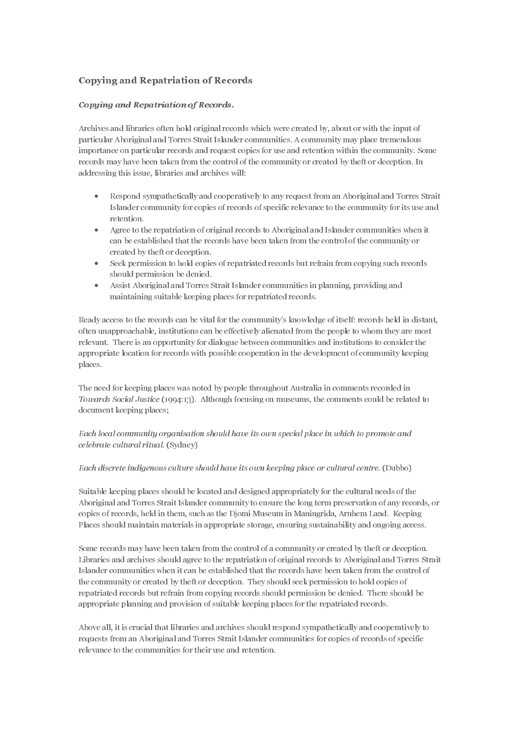## Copying and Repatriation of Records

***Copying and Repatriation of Records.***

Archives and libraries often hold original records which were created by, about or with the input of particular Aboriginal and Torres Strait Islander communities. A community may place tremendous importance on particular records and request copies for use and retention within the community. Some records may have been taken from the control of the community or created by theft or deception. In addressing this issue, libraries and archives will:

- Respond sympathetically and cooperatively to any request from an Aboriginal and Torres Strait Islander community for copies of records of specific relevance to the community for its use and retention.
- Agree to the repatriation of original records to Aboriginal and Islander communities when it can be established that the records have been taken from the control of the community or created by theft or deception.
- Seek permission to hold copies of repatriated records but refrain from copying such records should permission be denied.
- Assist Aboriginal and Torres Strait Islander communities in planning, providing and maintaining suitable keeping places for repatriated records.

Ready access to the records can be vital for the community's knowledge of itself: records held in distant, often unapproachable, institutions can be effectively alienated from the people to whom they are most relevant. There is an opportunity for dialogue between communities and institutions to consider the appropriate location for records with possible cooperation in the development of community keeping places.

The need for keeping places was noted by people throughout Australia in comments recorded in *Towards Social Justice* (1994:13). Although focusing on museums, the comments could be related to document keeping places;

*Each local community organisation should have its own special place in which to promote and celebrate cultural ritual.* (Sydney)

*Each discrete indigenous culture should have its own keeping place or cultural centre.* (Dubbo)

Suitable keeping places should be located and designed appropriately for the cultural needs of the Aboriginal and Torres Strait Islander community to ensure the long term preservation of any records, or copies of records, held in them, such as the Djomi Museum in Maningrida, Arnhem Land. Keeping Places should maintain materials in appropriate storage, ensuring sustainability and ongoing access.

Some records may have been taken from the control of a community or created by theft or deception. Libraries and archives should agree to the repatriation of original records to Aboriginal and Torres Strait Islander communities when it can be established that the records have been taken from the control of the community or created by theft or deception. They should seek permission to hold copies of repatriated records but refrain from copying records should permission be denied. There should be appropriate planning and provision of suitable keeping places for the repatriated records.

Above all, it is crucial that libraries and archives should respond sympathetically and cooperatively to requests from an Aboriginal and Torres Strait Islander communities for copies of records of specific relevance to the communities for their use and retention.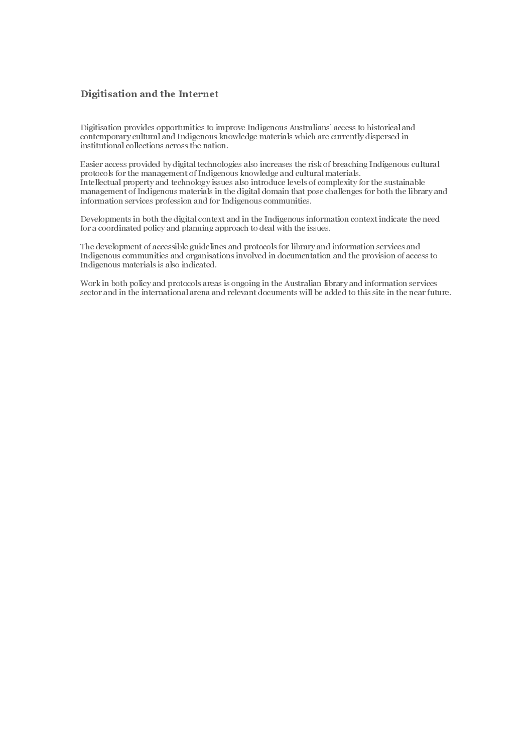## Digitisation and the Internet

Digitisation provides opportunities to improve Indigenous Australians' access to historical and contemporary cultural and Indigenous knowledge materials which are currently dispersed in institutional collections across the nation.

Easier access provided by digital technologies also increases the risk of breaching Indigenous cultural protocols for the management of Indigenous knowledge and cultural materials.
Intellectual property and technology issues also introduce levels of complexity for the sustainable management of Indigenous materials in the digital domain that pose challenges for both the library and information services profession and for Indigenous communities.

Developments in both the digital context and in the Indigenous information context indicate the need for a coordinated policy and planning approach to deal with the issues.

The development of accessible guidelines and protocols for library and information services and Indigenous communities and organisations involved in documentation and the provision of access to Indigenous materials is also indicated.

Work in both policy and protocols areas is ongoing in the Australian library and information services sector and in the international arena and relevant documents will be added to this site in the near future.